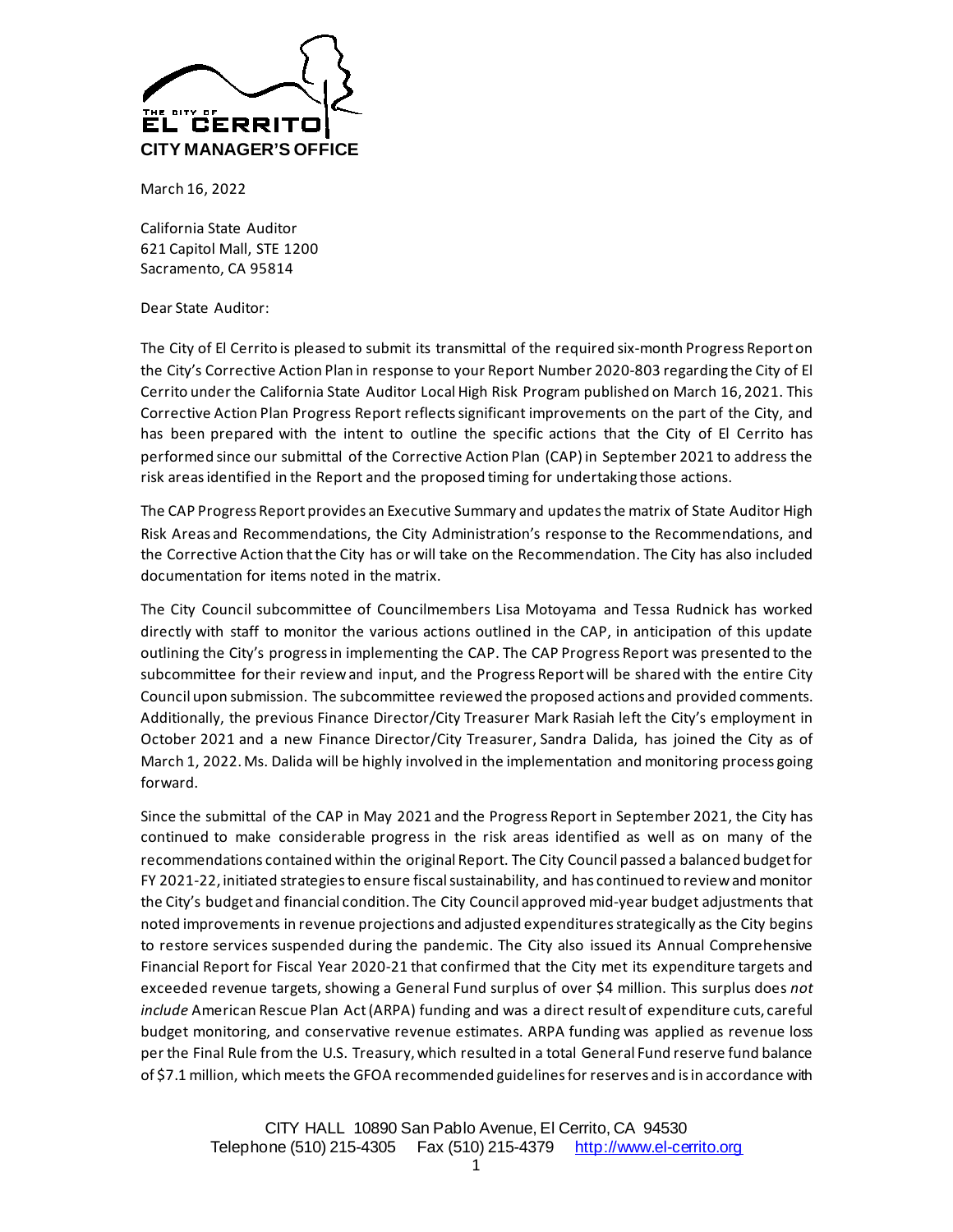THE CITY OF EL CERRITO

**CITY MANAGER'S OFFICE**

March 16, 2022

California State Auditor
621 Capitol Mall, STE 1200
Sacramento, CA 95814

Dear State Auditor:

The City of El Cerrito is pleased to submit its transmittal of the required six-month Progress Report on the City's Corrective Action Plan in response to your Report Number 2020-803 regarding the City of El Cerrito under the California State Auditor Local High Risk Program published on March 16, 2021. This Corrective Action Plan Progress Report reflects significant improvements on the part of the City, and has been prepared with the intent to outline the specific actions that the City of El Cerrito has performed since our submittal of the Corrective Action Plan (CAP) in September 2021 to address the risk areas identified in the Report and the proposed timing for undertaking those actions.

The CAP Progress Report provides an Executive Summary and updates the matrix of State Auditor High Risk Areas and Recommendations, the City Administration's response to the Recommendations, and the Corrective Action that the City has or will take on the Recommendation. The City has also included documentation for items noted in the matrix.

The City Council subcommittee of Councilmembers Lisa Motoyama and Tessa Rudnick has worked directly with staff to monitor the various actions outlined in the CAP, in anticipation of this update outlining the City's progress in implementing the CAP. The CAP Progress Report was presented to the subcommittee for their review and input, and the Progress Report will be shared with the entire City Council upon submission. The subcommittee reviewed the proposed actions and provided comments. Additionally, the previous Finance Director/City Treasurer Mark Rasiah left the City's employment in October 2021 and a new Finance Director/City Treasurer, Sandra Dalida, has joined the City as of March 1, 2022. Ms. Dalida will be highly involved in the implementation and monitoring process going forward.

Since the submittal of the CAP in May 2021 and the Progress Report in September 2021, the City has continued to make considerable progress in the risk areas identified as well as on many of the recommendations contained within the original Report. The City Council passed a balanced budget for FY 2021-22, initiated strategies to ensure fiscal sustainability, and has continued to review and monitor the City's budget and financial condition. The City Council approved mid-year budget adjustments that noted improvements in revenue projections and adjusted expenditures strategically as the City begins to restore services suspended during the pandemic. The City also issued its Annual Comprehensive Financial Report for Fiscal Year 2020-21 that confirmed that the City met its expenditure targets and exceeded revenue targets, showing a General Fund surplus of over $4 million. This surplus does *not include* American Rescue Plan Act (ARPA) funding and was a direct result of expenditure cuts, careful budget monitoring, and conservative revenue estimates. ARPA funding was applied as revenue loss per the Final Rule from the U.S. Treasury, which resulted in a total General Fund reserve fund balance of $7.1 million, which meets the GFOA recommended guidelines for reserves and is in accordance with

CITY HALL 10890 San Pablo Avenue, El Cerrito, CA 94530
Telephone (510) 215-4305 Fax (510) 215-4379 http://www.el-cerrito.org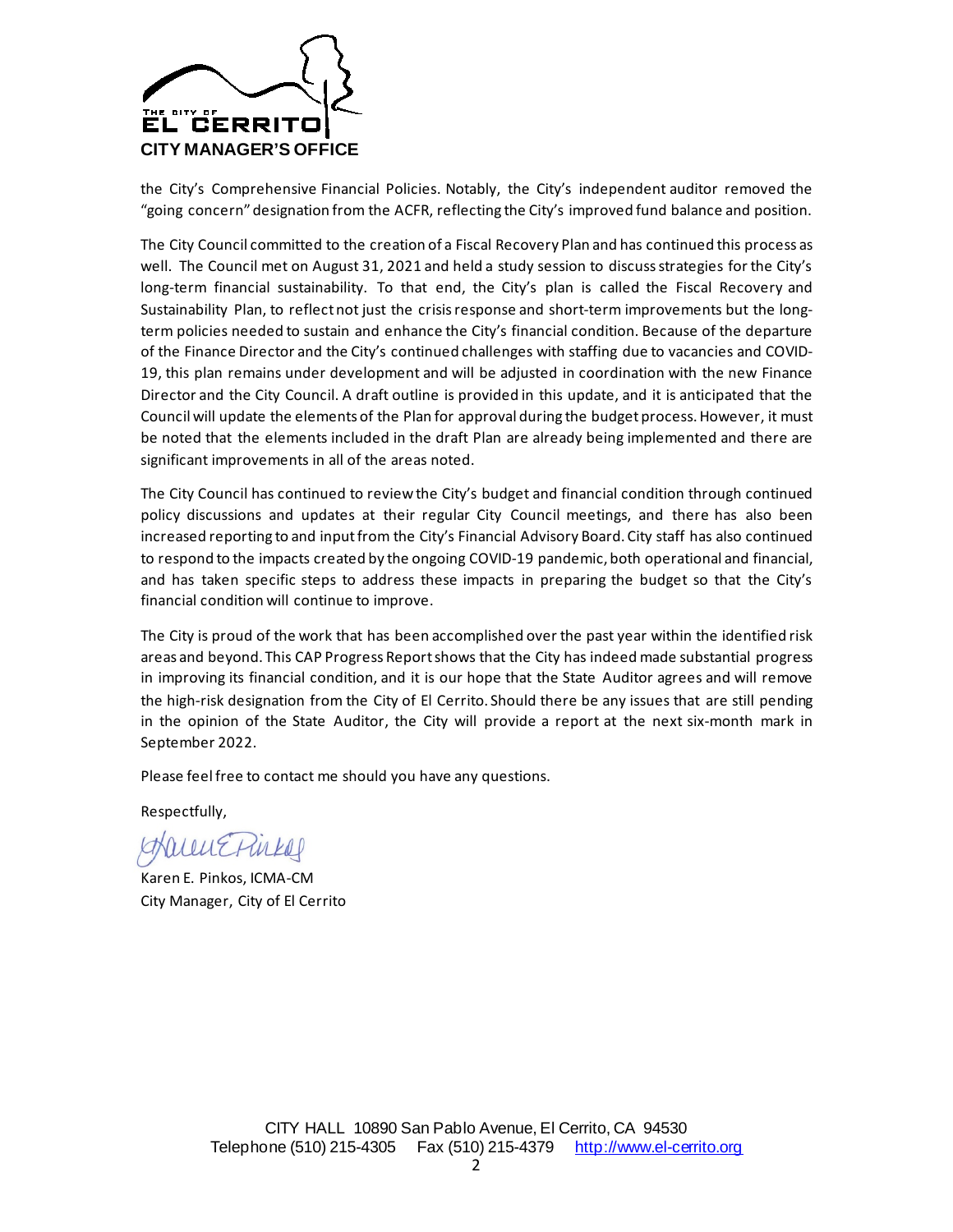**CITY MANAGER'S OFFICE**

the City's Comprehensive Financial Policies. Notably, the City's independent auditor removed the "going concern" designation from the ACFR, reflecting the City's improved fund balance and position.

The City Council committed to the creation of a Fiscal Recovery Plan and has continued this process as well. The Council met on August 31, 2021 and held a study session to discuss strategies for the City's long-term financial sustainability. To that end, the City's plan is called the Fiscal Recovery and Sustainability Plan, to reflect not just the crisis response and short-term improvements but the long-term policies needed to sustain and enhance the City's financial condition. Because of the departure of the Finance Director and the City's continued challenges with staffing due to vacancies and COVID-19, this plan remains under development and will be adjusted in coordination with the new Finance Director and the City Council. A draft outline is provided in this update, and it is anticipated that the Council will update the elements of the Plan for approval during the budget process. However, it must be noted that the elements included in the draft Plan are already being implemented and there are significant improvements in all of the areas noted.

The City Council has continued to review the City's budget and financial condition through continued policy discussions and updates at their regular City Council meetings, and there has also been increased reporting to and input from the City's Financial Advisory Board. City staff has also continued to respond to the impacts created by the ongoing COVID-19 pandemic, both operational and financial, and has taken specific steps to address these impacts in preparing the budget so that the City's financial condition will continue to improve.

The City is proud of the work that has been accomplished over the past year within the identified risk areas and beyond. This CAP Progress Report shows that the City has indeed made substantial progress in improving its financial condition, and it is our hope that the State Auditor agrees and will remove the high-risk designation from the City of El Cerrito. Should there be any issues that are still pending in the opinion of the State Auditor, the City will provide a report at the next six-month mark in September 2022.

Please feel free to contact me should you have any questions.

Respectfully,

Karen E. Pinkos, ICMA-CM
City Manager, City of El Cerrito

CITY HALL 10890 San Pablo Avenue, El Cerrito, CA 94530
Telephone (510) 215-4305 Fax (510) 215-4379 http://www.el-cerrito.org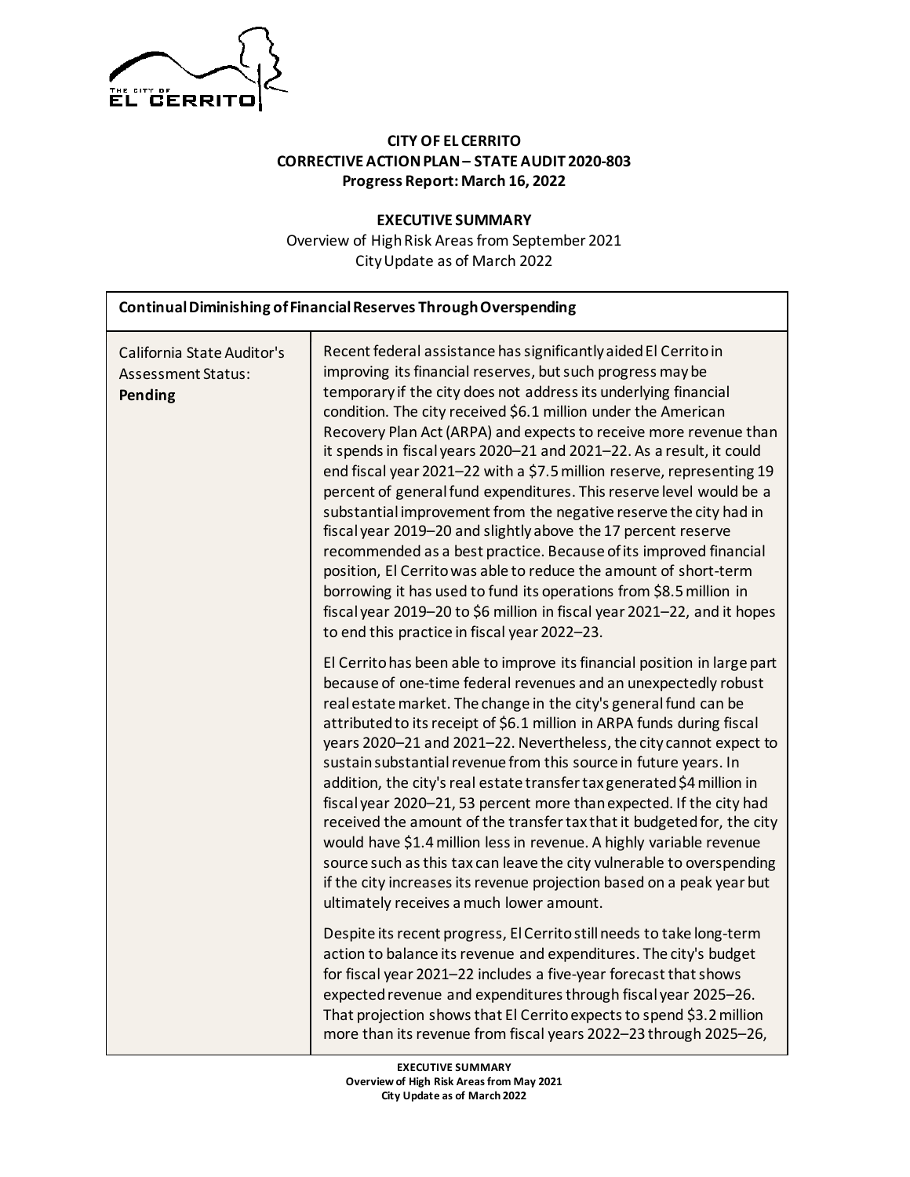**CITY OF EL CERRITO**
**CORRECTIVE ACTION PLAN – STATE AUDIT 2020-803**
**Progress Report: March 16, 2022**

**EXECUTIVE SUMMARY**
Overview of High Risk Areas from September 2021
City Update as of March 2022

| **Continual Diminishing of Financial Reserves Through Overspending** | |
|---|---|
| California State Auditor's Assessment Status: **Pending** | Recent federal assistance has significantly aided El Cerrito in improving its financial reserves, but such progress may be temporary if the city does not address its underlying financial condition. The city received $6.1 million under the American Recovery Plan Act (ARPA) and expects to receive more revenue than it spends in fiscal years 2020–21 and 2021–22. As a result, it could end fiscal year 2021–22 with a $7.5 million reserve, representing 19 percent of general fund expenditures. This reserve level would be a substantial improvement from the negative reserve the city had in fiscal year 2019–20 and slightly above the 17 percent reserve recommended as a best practice. Because of its improved financial position, El Cerrito was able to reduce the amount of short-term borrowing it has used to fund its operations from $8.5 million in fiscal year 2019–20 to $6 million in fiscal year 2021–22, and it hopes to end this practice in fiscal year 2022–23.<br><br>El Cerrito has been able to improve its financial position in large part because of one-time federal revenues and an unexpectedly robust real estate market. The change in the city's general fund can be attributed to its receipt of $6.1 million in ARPA funds during fiscal years 2020–21 and 2021–22. Nevertheless, the city cannot expect to sustain substantial revenue from this source in future years. In addition, the city's real estate transfer tax generated $4 million in fiscal year 2020–21, 53 percent more than expected. If the city had received the amount of the transfer tax that it budgeted for, the city would have $1.4 million less in revenue. A highly variable revenue source such as this tax can leave the city vulnerable to overspending if the city increases its revenue projection based on a peak year but ultimately receives a much lower amount.<br><br>Despite its recent progress, El Cerrito still needs to take long-term action to balance its revenue and expenditures. The city's budget for fiscal year 2021–22 includes a five-year forecast that shows expected revenue and expenditures through fiscal year 2025–26. That projection shows that El Cerrito expects to spend $3.2 million more than its revenue from fiscal years 2022–23 through 2025–26, |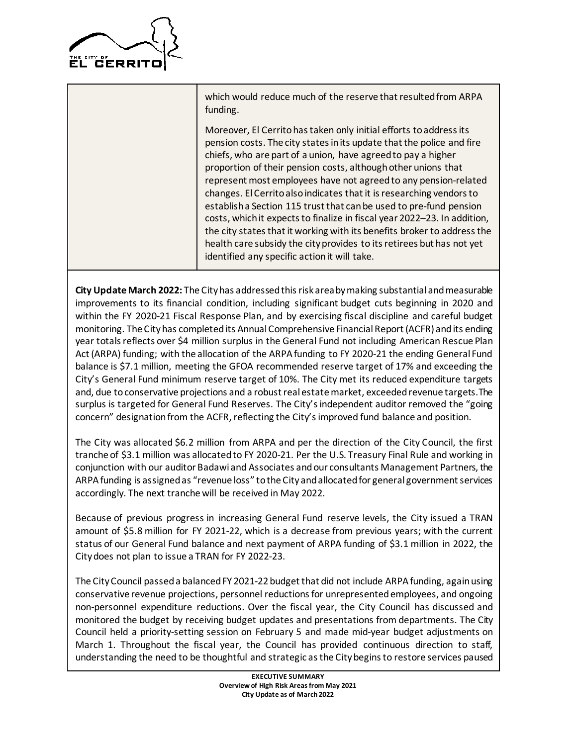| | |
|---|---|
| | which would reduce much of the reserve that resulted from ARPA funding.<br><br>Moreover, El Cerrito has taken only initial efforts to address its pension costs. The city states in its update that the police and fire chiefs, who are part of a union, have agreed to pay a higher proportion of their pension costs, although other unions that represent most employees have not agreed to any pension-related changes. El Cerrito also indicates that it is researching vendors to establish a Section 115 trust that can be used to pre-fund pension costs, which it expects to finalize in fiscal year 2022–23. In addition, the city states that it working with its benefits broker to address the health care subsidy the city provides to its retirees but has not yet identified any specific action it will take. |

**City Update March 2022:** The City has addressed this risk area by making substantial and measurable improvements to its financial condition, including significant budget cuts beginning in 2020 and within the FY 2020-21 Fiscal Response Plan, and by exercising fiscal discipline and careful budget monitoring. The City has completed its Annual Comprehensive Financial Report (ACFR) and its ending year totals reflects over $4 million surplus in the General Fund not including American Rescue Plan Act (ARPA) funding; with the allocation of the ARPA funding to FY 2020-21 the ending General Fund balance is $7.1 million, meeting the GFOA recommended reserve target of 17% and exceeding the City's General Fund minimum reserve target of 10%. The City met its reduced expenditure targets and, due to conservative projections and a robust real estate market, exceeded revenue targets. The surplus is targeted for General Fund Reserves. The City's independent auditor removed the "going concern" designation from the ACFR, reflecting the City's improved fund balance and position.

The City was allocated $6.2 million from ARPA and per the direction of the City Council, the first tranche of $3.1 million was allocated to FY 2020-21. Per the U.S. Treasury Final Rule and working in conjunction with our auditor Badawi and Associates and our consultants Management Partners, the ARPA funding is assigned as "revenue loss" to the City and allocated for general government services accordingly. The next tranche will be received in May 2022.

Because of previous progress in increasing General Fund reserve levels, the City issued a TRAN amount of $5.8 million for FY 2021-22, which is a decrease from previous years; with the current status of our General Fund balance and next payment of ARPA funding of $3.1 million in 2022, the City does not plan to issue a TRAN for FY 2022-23.

The City Council passed a balanced FY 2021-22 budget that did not include ARPA funding, again using conservative revenue projections, personnel reductions for unrepresented employees, and ongoing non-personnel expenditure reductions. Over the fiscal year, the City Council has discussed and monitored the budget by receiving budget updates and presentations from departments. The City Council held a priority-setting session on February 5 and made mid-year budget adjustments on March 1. Throughout the fiscal year, the Council has provided continuous direction to staff, understanding the need to be thoughtful and strategic as the City begins to restore services paused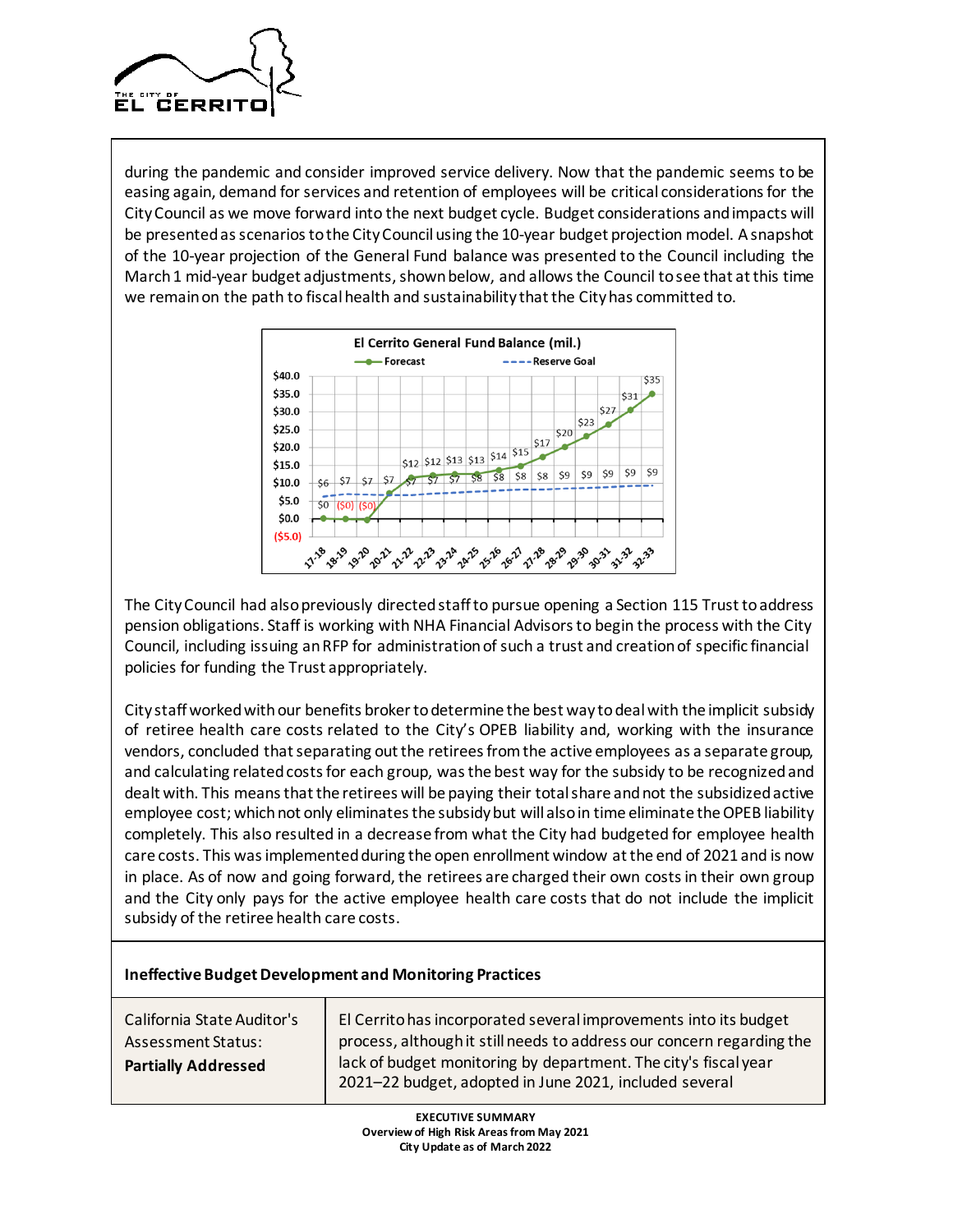during the pandemic and consider improved service delivery. Now that the pandemic seems to be easing again, demand for services and retention of employees will be critical considerations for the City Council as we move forward into the next budget cycle. Budget considerations and impacts will be presented as scenarios to the City Council using the 10-year budget projection model. A snapshot of the 10-year projection of the General Fund balance was presented to the Council including the March 1 mid-year budget adjustments, shown below, and allows the Council to see that at this time we remain on the path to fiscal health and sustainability that the City has committed to.

**El Cerrito General Fund Balance (mil.)**

Forecast / Reserve Goal

The City Council had also previously directed staff to pursue opening a Section 115 Trust to address pension obligations. Staff is working with NHA Financial Advisors to begin the process with the City Council, including issuing an RFP for administration of such a trust and creation of specific financial policies for funding the Trust appropriately.

City staff worked with our benefits broker to determine the best way to deal with the implicit subsidy of retiree health care costs related to the City's OPEB liability and, working with the insurance vendors, concluded that separating out the retirees from the active employees as a separate group, and calculating related costs for each group, was the best way for the subsidy to be recognized and dealt with. This means that the retirees will be paying their total share and not the subsidized active employee cost; which not only eliminates the subsidy but will also in time eliminate the OPEB liability completely. This also resulted in a decrease from what the City had budgeted for employee health care costs. This was implemented during the open enrollment window at the end of 2021 and is now in place. As of now and going forward, the retirees are charged their own costs in their own group and the City only pays for the active employee health care costs that do not include the implicit subsidy of the retiree health care costs.

**Ineffective Budget Development and Monitoring Practices**

| California State Auditor's Assessment Status: **Partially Addressed** | El Cerrito has incorporated several improvements into its budget process, although it still needs to address our concern regarding the lack of budget monitoring by department. The city's fiscal year 2021–22 budget, adopted in June 2021, included several |
|---|---|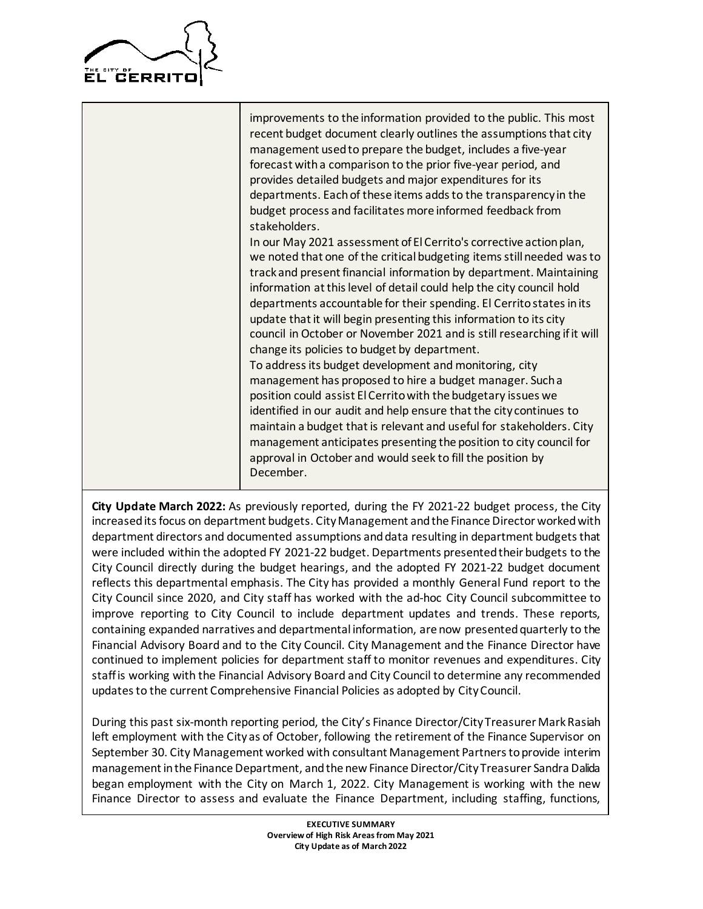| | |
|---|---|
| | improvements to the information provided to the public. This most recent budget document clearly outlines the assumptions that city management used to prepare the budget, includes a five-year forecast with a comparison to the prior five-year period, and provides detailed budgets and major expenditures for its departments. Each of these items adds to the transparency in the budget process and facilitates more informed feedback from stakeholders.<br>In our May 2021 assessment of El Cerrito's corrective action plan, we noted that one of the critical budgeting items still needed was to track and present financial information by department. Maintaining information at this level of detail could help the city council hold departments accountable for their spending. El Cerrito states in its update that it will begin presenting this information to its city council in October or November 2021 and is still researching if it will change its policies to budget by department.<br>To address its budget development and monitoring, city management has proposed to hire a budget manager. Such a position could assist El Cerrito with the budgetary issues we identified in our audit and help ensure that the city continues to maintain a budget that is relevant and useful for stakeholders. City management anticipates presenting the position to city council for approval in October and would seek to fill the position by December. |

**City Update March 2022:** As previously reported, during the FY 2021-22 budget process, the City increased its focus on department budgets. City Management and the Finance Director worked with department directors and documented assumptions and data resulting in department budgets that were included within the adopted FY 2021-22 budget. Departments presented their budgets to the City Council directly during the budget hearings, and the adopted FY 2021-22 budget document reflects this departmental emphasis. The City has provided a monthly General Fund report to the City Council since 2020, and City staff has worked with the ad-hoc City Council subcommittee to improve reporting to City Council to include department updates and trends. These reports, containing expanded narratives and departmental information, are now presented quarterly to the Financial Advisory Board and to the City Council. City Management and the Finance Director have continued to implement policies for department staff to monitor revenues and expenditures. City staff is working with the Financial Advisory Board and City Council to determine any recommended updates to the current Comprehensive Financial Policies as adopted by City Council.

During this past six-month reporting period, the City's Finance Director/City Treasurer Mark Rasiah left employment with the City as of October, following the retirement of the Finance Supervisor on September 30. City Management worked with consultant Management Partners to provide interim management in the Finance Department, and the new Finance Director/City Treasurer Sandra Dalida began employment with the City on March 1, 2022. City Management is working with the new Finance Director to assess and evaluate the Finance Department, including staffing, functions,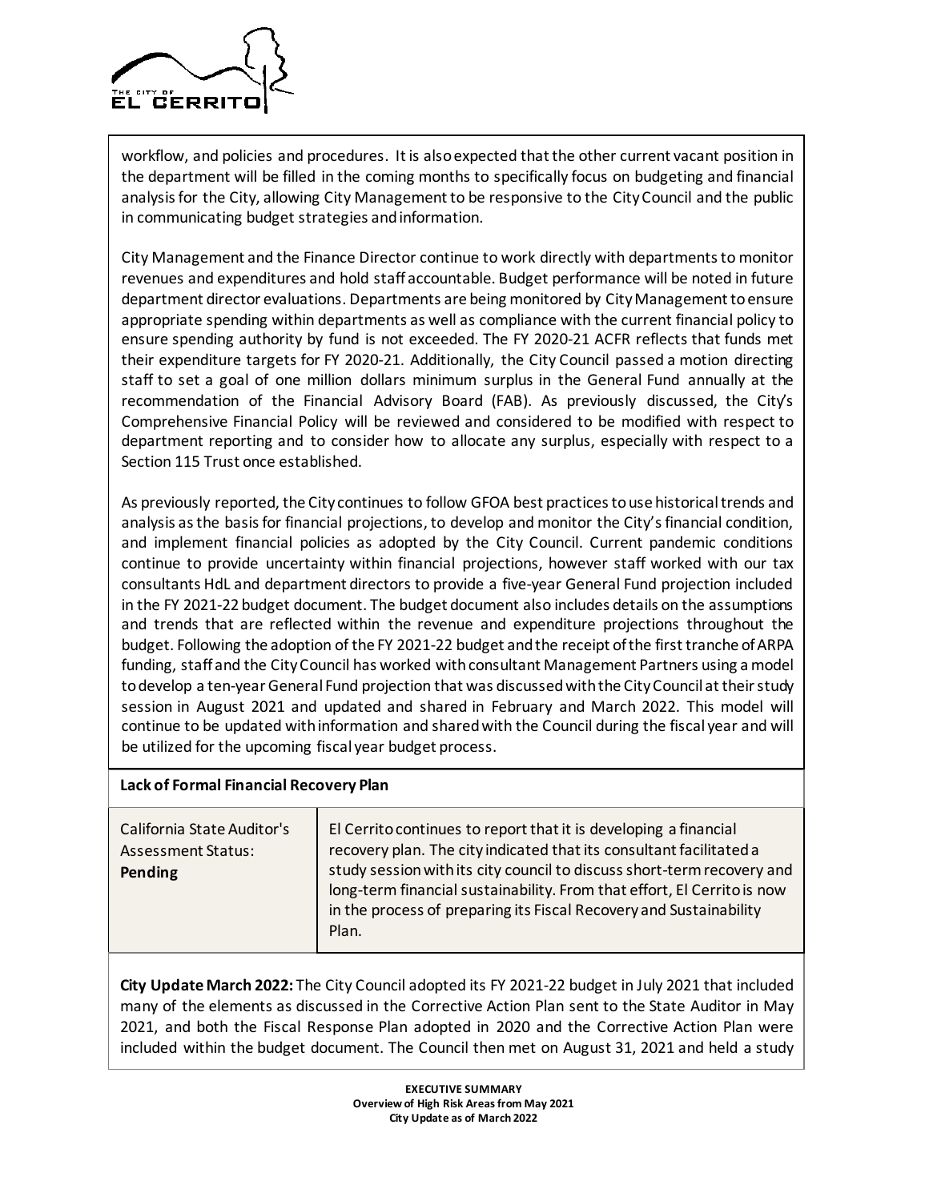workflow, and policies and procedures. It is also expected that the other current vacant position in the department will be filled in the coming months to specifically focus on budgeting and financial analysis for the City, allowing City Management to be responsive to the City Council and the public in communicating budget strategies and information.

City Management and the Finance Director continue to work directly with departments to monitor revenues and expenditures and hold staff accountable. Budget performance will be noted in future department director evaluations. Departments are being monitored by City Management to ensure appropriate spending within departments as well as compliance with the current financial policy to ensure spending authority by fund is not exceeded. The FY 2020-21 ACFR reflects that funds met their expenditure targets for FY 2020-21. Additionally, the City Council passed a motion directing staff to set a goal of one million dollars minimum surplus in the General Fund annually at the recommendation of the Financial Advisory Board (FAB). As previously discussed, the City's Comprehensive Financial Policy will be reviewed and considered to be modified with respect to department reporting and to consider how to allocate any surplus, especially with respect to a Section 115 Trust once established.

As previously reported, the City continues to follow GFOA best practices to use historical trends and analysis as the basis for financial projections, to develop and monitor the City's financial condition, and implement financial policies as adopted by the City Council. Current pandemic conditions continue to provide uncertainty within financial projections, however staff worked with our tax consultants HdL and department directors to provide a five-year General Fund projection included in the FY 2021-22 budget document. The budget document also includes details on the assumptions and trends that are reflected within the revenue and expenditure projections throughout the budget. Following the adoption of the FY 2021-22 budget and the receipt of the first tranche of ARPA funding, staff and the City Council has worked with consultant Management Partners using a model to develop a ten-year General Fund projection that was discussed with the City Council at their study session in August 2021 and updated and shared in February and March 2022. This model will continue to be updated with information and shared with the Council during the fiscal year and will be utilized for the upcoming fiscal year budget process.

**Lack of Formal Financial Recovery Plan**

| California State Auditor's Assessment Status: **Pending** | El Cerrito continues to report that it is developing a financial recovery plan. The city indicated that its consultant facilitated a study session with its city council to discuss short-term recovery and long-term financial sustainability. From that effort, El Cerrito is now in the process of preparing its Fiscal Recovery and Sustainability Plan. |
|---|---|

**City Update March 2022:** The City Council adopted its FY 2021-22 budget in July 2021 that included many of the elements as discussed in the Corrective Action Plan sent to the State Auditor in May 2021, and both the Fiscal Response Plan adopted in 2020 and the Corrective Action Plan were included within the budget document. The Council then met on August 31, 2021 and held a study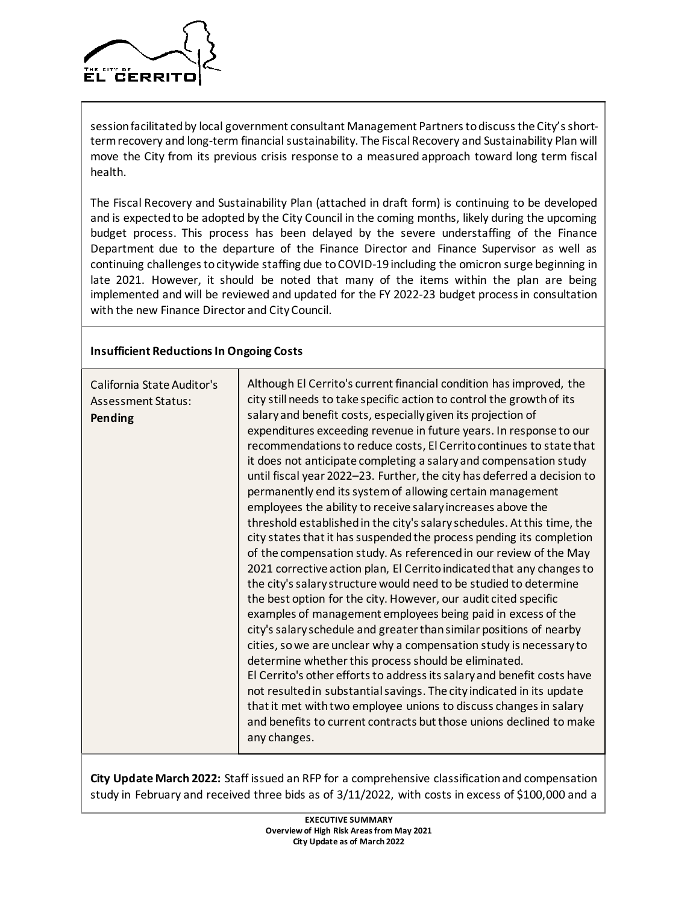session facilitated by local government consultant Management Partners to discuss the City's short-term recovery and long-term financial sustainability. The Fiscal Recovery and Sustainability Plan will move the City from its previous crisis response to a measured approach toward long term fiscal health.

The Fiscal Recovery and Sustainability Plan (attached in draft form) is continuing to be developed and is expected to be adopted by the City Council in the coming months, likely during the upcoming budget process. This process has been delayed by the severe understaffing of the Finance Department due to the departure of the Finance Director and Finance Supervisor as well as continuing challenges to citywide staffing due to COVID-19 including the omicron surge beginning in late 2021. However, it should be noted that many of the items within the plan are being implemented and will be reviewed and updated for the FY 2022-23 budget process in consultation with the new Finance Director and City Council.

**Insufficient Reductions In Ongoing Costs**

| California State Auditor's Assessment Status: **Pending** | Although El Cerrito's current financial condition has improved, the city still needs to take specific action to control the growth of its salary and benefit costs, especially given its projection of expenditures exceeding revenue in future years. In response to our recommendations to reduce costs, El Cerrito continues to state that it does not anticipate completing a salary and compensation study until fiscal year 2022–23. Further, the city has deferred a decision to permanently end its system of allowing certain management employees the ability to receive salary increases above the threshold established in the city's salary schedules. At this time, the city states that it has suspended the process pending its completion of the compensation study. As referenced in our review of the May 2021 corrective action plan, El Cerrito indicated that any changes to the city's salary structure would need to be studied to determine the best option for the city. However, our audit cited specific examples of management employees being paid in excess of the city's salary schedule and greater than similar positions of nearby cities, so we are unclear why a compensation study is necessary to determine whether this process should be eliminated.<br>El Cerrito's other efforts to address its salary and benefit costs have not resulted in substantial savings. The city indicated in its update that it met with two employee unions to discuss changes in salary and benefits to current contracts but those unions declined to make any changes. |
|---|---|

**City Update March 2022:** Staff issued an RFP for a comprehensive classification and compensation study in February and received three bids as of 3/11/2022, with costs in excess of $100,000 and a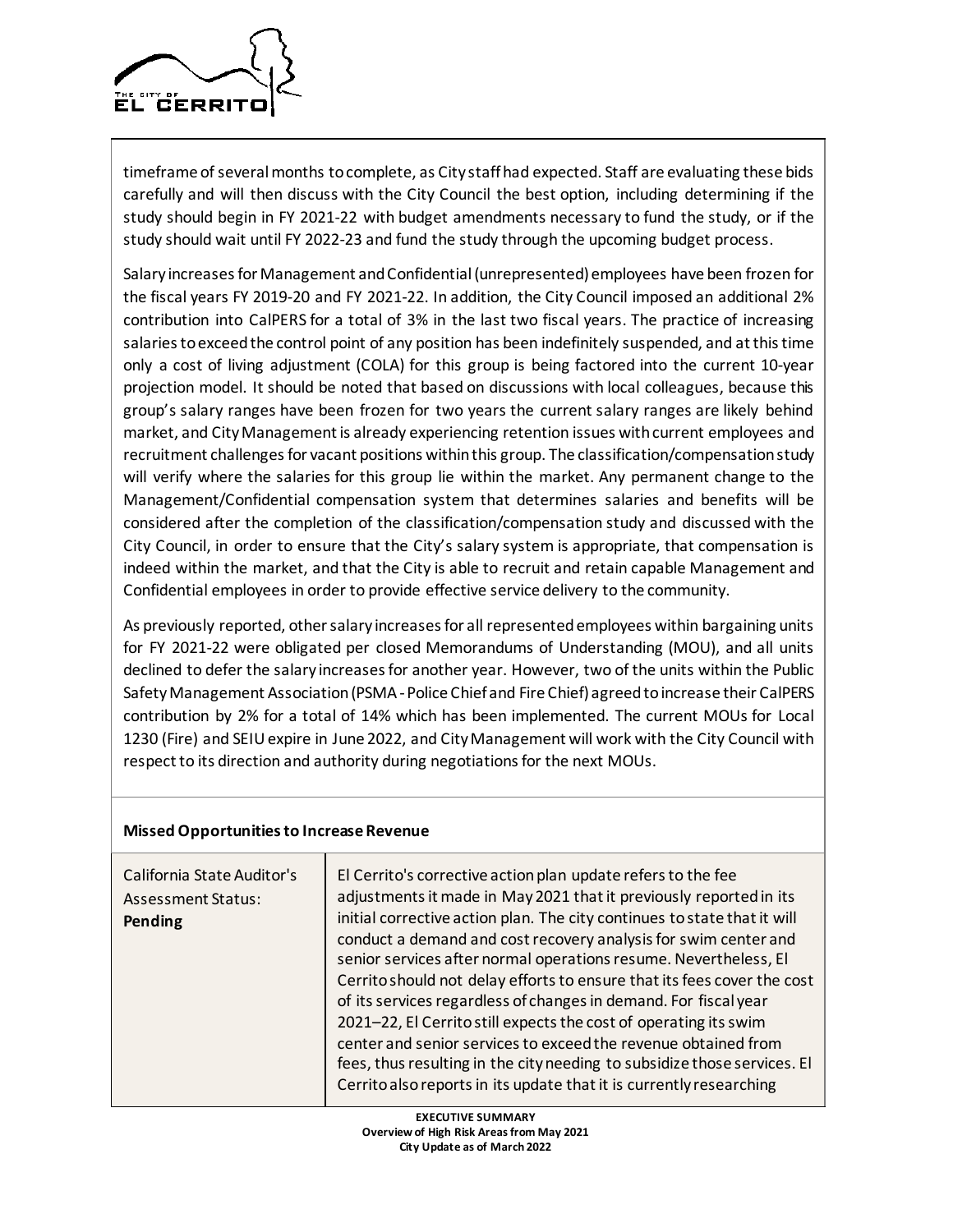timeframe of several months to complete, as City staff had expected. Staff are evaluating these bids carefully and will then discuss with the City Council the best option, including determining if the study should begin in FY 2021-22 with budget amendments necessary to fund the study, or if the study should wait until FY 2022-23 and fund the study through the upcoming budget process.

Salary increases for Management and Confidential (unrepresented) employees have been frozen for the fiscal years FY 2019-20 and FY 2021-22. In addition, the City Council imposed an additional 2% contribution into CalPERS for a total of 3% in the last two fiscal years. The practice of increasing salaries to exceed the control point of any position has been indefinitely suspended, and at this time only a cost of living adjustment (COLA) for this group is being factored into the current 10-year projection model. It should be noted that based on discussions with local colleagues, because this group's salary ranges have been frozen for two years the current salary ranges are likely behind market, and City Management is already experiencing retention issues with current employees and recruitment challenges for vacant positions within this group. The classification/compensation study will verify where the salaries for this group lie within the market. Any permanent change to the Management/Confidential compensation system that determines salaries and benefits will be considered after the completion of the classification/compensation study and discussed with the City Council, in order to ensure that the City's salary system is appropriate, that compensation is indeed within the market, and that the City is able to recruit and retain capable Management and Confidential employees in order to provide effective service delivery to the community.

As previously reported, other salary increases for all represented employees within bargaining units for FY 2021-22 were obligated per closed Memorandums of Understanding (MOU), and all units declined to defer the salary increases for another year. However, two of the units within the Public Safety Management Association (PSMA - Police Chief and Fire Chief) agreed to increase their CalPERS contribution by 2% for a total of 14% which has been implemented. The current MOUs for Local 1230 (Fire) and SEIU expire in June 2022, and City Management will work with the City Council with respect to its direction and authority during negotiations for the next MOUs.

**Missed Opportunities to Increase Revenue**

| California State Auditor's Assessment Status: **Pending** | El Cerrito's corrective action plan update refers to the fee adjustments it made in May 2021 that it previously reported in its initial corrective action plan. The city continues to state that it will conduct a demand and cost recovery analysis for swim center and senior services after normal operations resume. Nevertheless, El Cerrito should not delay efforts to ensure that its fees cover the cost of its services regardless of changes in demand. For fiscal year 2021–22, El Cerrito still expects the cost of operating its swim center and senior services to exceed the revenue obtained from fees, thus resulting in the city needing to subsidize those services. El Cerrito also reports in its update that it is currently researching |
|---|---|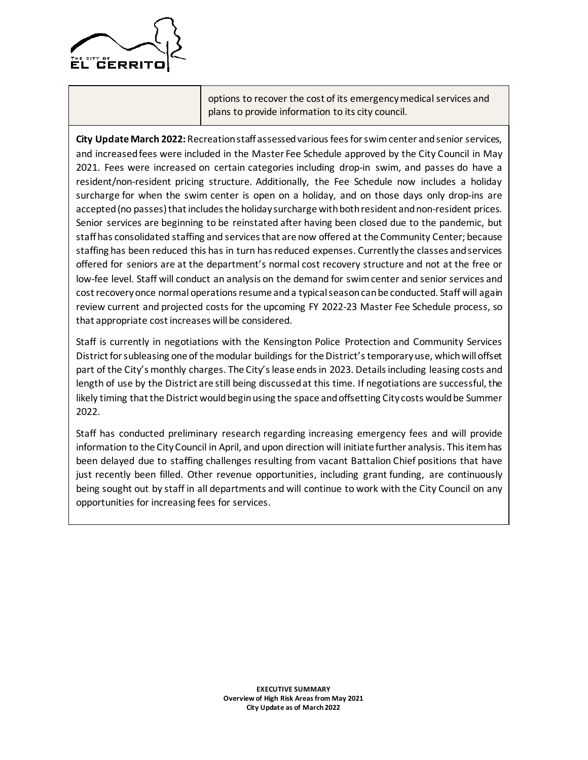| | options to recover the cost of its emergency medical services and plans to provide information to its city council. |
|---|---|

**City Update March 2022:** Recreation staff assessed various fees for swim center and senior services, and increased fees were included in the Master Fee Schedule approved by the City Council in May 2021. Fees were increased on certain categories including drop-in swim, and passes do have a resident/non-resident pricing structure. Additionally, the Fee Schedule now includes a holiday surcharge for when the swim center is open on a holiday, and on those days only drop-ins are accepted (no passes) that includes the holiday surcharge with both resident and non-resident prices. Senior services are beginning to be reinstated after having been closed due to the pandemic, but staff has consolidated staffing and services that are now offered at the Community Center; because staffing has been reduced this has in turn has reduced expenses. Currently the classes and services offered for seniors are at the department's normal cost recovery structure and not at the free or low-fee level. Staff will conduct an analysis on the demand for swim center and senior services and cost recovery once normal operations resume and a typical season can be conducted. Staff will again review current and projected costs for the upcoming FY 2022-23 Master Fee Schedule process, so that appropriate cost increases will be considered.

Staff is currently in negotiations with the Kensington Police Protection and Community Services District for subleasing one of the modular buildings for the District's temporary use, which will offset part of the City's monthly charges. The City's lease ends in 2023. Details including leasing costs and length of use by the District are still being discussed at this time. If negotiations are successful, the likely timing that the District would begin using the space and offsetting City costs would be Summer 2022.

Staff has conducted preliminary research regarding increasing emergency fees and will provide information to the City Council in April, and upon direction will initiate further analysis. This item has been delayed due to staffing challenges resulting from vacant Battalion Chief positions that have just recently been filled. Other revenue opportunities, including grant funding, are continuously being sought out by staff in all departments and will continue to work with the City Council on any opportunities for increasing fees for services.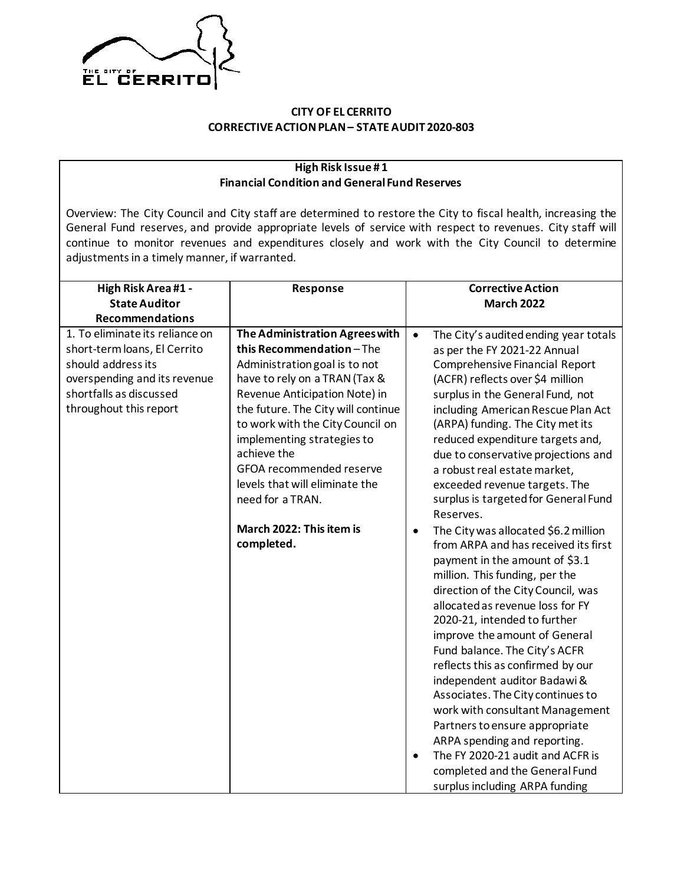**CITY OF EL CERRITO**
**CORRECTIVE ACTION PLAN – STATE AUDIT 2020-803**

**High Risk Issue # 1**
**Financial Condition and General Fund Reserves**

Overview: The City Council and City staff are determined to restore the City to fiscal health, increasing the General Fund reserves, and provide appropriate levels of service with respect to revenues. City staff will continue to monitor revenues and expenditures closely and work with the City Council to determine adjustments in a timely manner, if warranted.

| High Risk Area #1 - State Auditor Recommendations | Response | Corrective Action March 2022 |
|---|---|---|
| 1. To eliminate its reliance on short-term loans, El Cerrito should address its overspending and its revenue shortfalls as discussed throughout this report | **The Administration Agrees with this Recommendation** – The Administration goal is to not have to rely on a TRAN (Tax & Revenue Anticipation Note) in the future. The City will continue to work with the City Council on implementing strategies to achieve the GFOA recommended reserve levels that will eliminate the need for a TRAN.<br><br>**March 2022: This item is completed.** | • The City's audited ending year totals as per the FY 2021-22 Annual Comprehensive Financial Report (ACFR) reflects over $4 million surplus in the General Fund, not including American Rescue Plan Act (ARPA) funding. The City met its reduced expenditure targets and, due to conservative projections and a robust real estate market, exceeded revenue targets. The surplus is targeted for General Fund Reserves.<br>• The City was allocated $6.2 million from ARPA and has received its first payment in the amount of $3.1 million. This funding, per the direction of the City Council, was allocated as revenue loss for FY 2020-21, intended to further improve the amount of General Fund balance. The City's ACFR reflects this as confirmed by our independent auditor Badawi & Associates. The City continues to work with consultant Management Partners to ensure appropriate ARPA spending and reporting.<br>• The FY 2020-21 audit and ACFR is completed and the General Fund surplus including ARPA funding |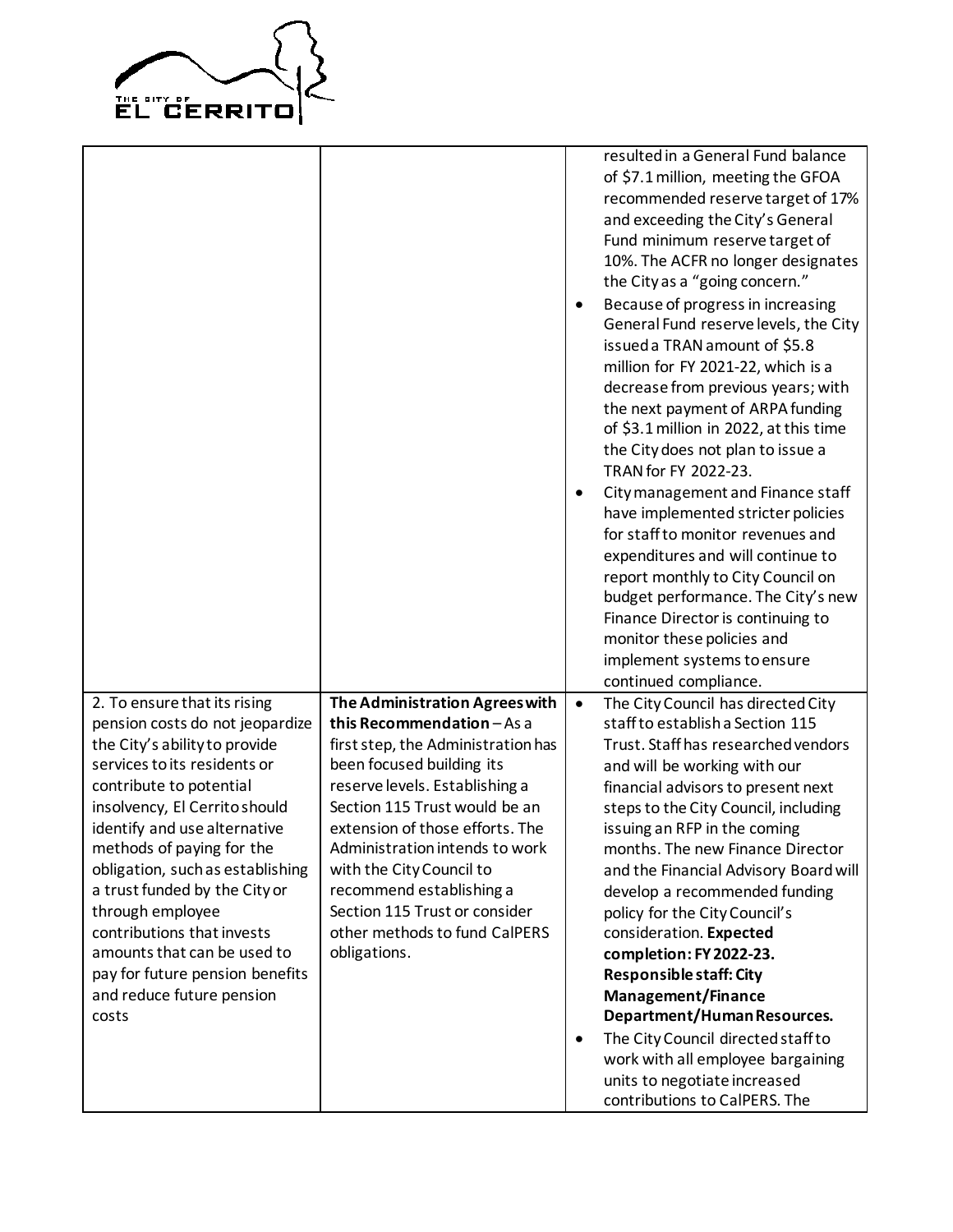| | | |
|---|---|---|
| | | resulted in a General Fund balance of \$7.1 million, meeting the GFOA recommended reserve target of 17% and exceeding the City's General Fund minimum reserve target of 10%. The ACFR no longer designates the City as a "going concern."<br>• Because of progress in increasing General Fund reserve levels, the City issued a TRAN amount of \$5.8 million for FY 2021-22, which is a decrease from previous years; with the next payment of ARPA funding of \$3.1 million in 2022, at this time the City does not plan to issue a TRAN for FY 2022-23.<br>• City management and Finance staff have implemented stricter policies for staff to monitor revenues and expenditures and will continue to report monthly to City Council on budget performance. The City's new Finance Director is continuing to monitor these policies and implement systems to ensure continued compliance. |
| 2. To ensure that its rising pension costs do not jeopardize the City's ability to provide services to its residents or contribute to potential insolvency, El Cerrito should identify and use alternative methods of paying for the obligation, such as establishing a trust funded by the City or through employee contributions that invests amounts that can be used to pay for future pension benefits and reduce future pension costs | **The Administration Agrees with this Recommendation** – As a first step, the Administration has been focused building its reserve levels. Establishing a Section 115 Trust would be an extension of those efforts. The Administration intends to work with the City Council to recommend establishing a Section 115 Trust or consider other methods to fund CalPERS obligations. | • The City Council has directed City staff to establish a Section 115 Trust. Staff has researched vendors and will be working with our financial advisors to present next steps to the City Council, including issuing an RFP in the coming months. The new Finance Director and the Financial Advisory Board will develop a recommended funding policy for the City Council's consideration. **Expected completion: FY 2022-23. Responsible staff: City Management/Finance Department/Human Resources.**<br>• The City Council directed staff to work with all employee bargaining units to negotiate increased contributions to CalPERS. The |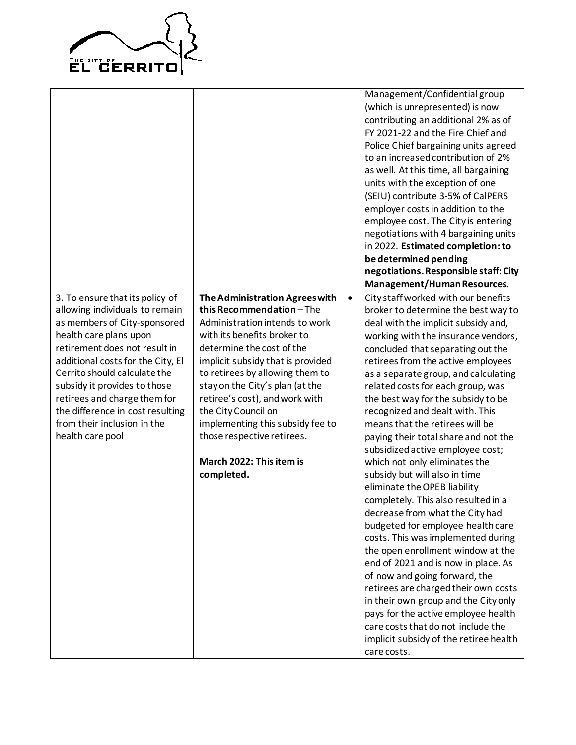| | | |
|---|---|---|
| | | Management/Confidential group (which is unrepresented) is now contributing an additional 2% as of FY 2021-22 and the Fire Chief and Police Chief bargaining units agreed to an increased contribution of 2% as well. At this time, all bargaining units with the exception of one (SEIU) contribute 3-5% of CalPERS employer costs in addition to the employee cost. The City is entering negotiations with 4 bargaining units in 2022. **Estimated completion: to be determined pending negotiations. Responsible staff: City Management/Human Resources.** |
| 3. To ensure that its policy of allowing individuals to remain as members of City-sponsored health care plans upon retirement does not result in additional costs for the City, El Cerrito should calculate the subsidy it provides to those retirees and charge them for the difference in cost resulting from their inclusion in the health care pool | **The Administration Agrees with this Recommendation** – The Administration intends to work with its benefits broker to determine the cost of the implicit subsidy that is provided to retirees by allowing them to stay on the City's plan (at the retiree's cost), and work with the City Council on implementing this subsidy fee to those respective retirees.<br><br>**March 2022: This item is completed.** | • City staff worked with our benefits broker to determine the best way to deal with the implicit subsidy and, working with the insurance vendors, concluded that separating out the retirees from the active employees as a separate group, and calculating related costs for each group, was the best way for the subsidy to be recognized and dealt with. This means that the retirees will be paying their total share and not the subsidized active employee cost; which not only eliminates the subsidy but will also in time eliminate the OPEB liability completely. This also resulted in a decrease from what the City had budgeted for employee health care costs. This was implemented during the open enrollment window at the end of 2021 and is now in place. As of now and going forward, the retirees are charged their own costs in their own group and the City only pays for the active employee health care costs that do not include the implicit subsidy of the retiree health care costs. |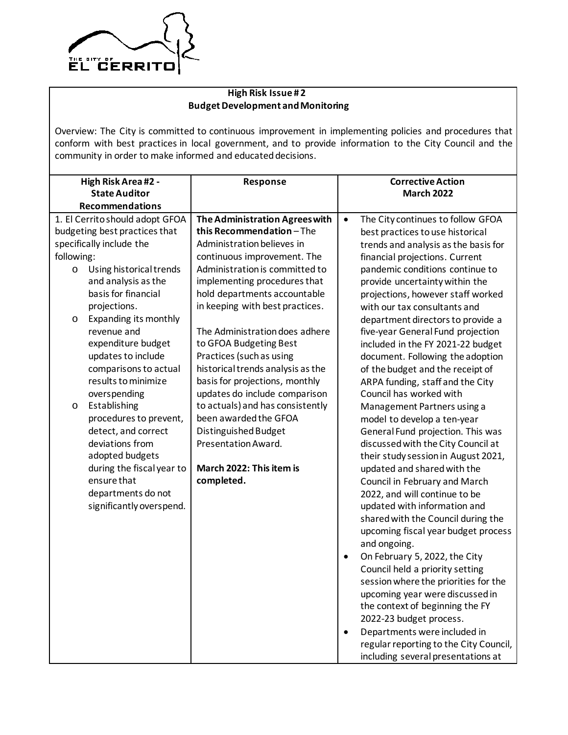## High Risk Issue # 2
## Budget Development and Monitoring

Overview: The City is committed to continuous improvement in implementing policies and procedures that conform with best practices in local government, and to provide information to the City Council and the community in order to make informed and educated decisions.

| High Risk Area #2 - State Auditor Recommendations | Response | Corrective Action March 2022 |
|---|---|---|
| 1. El Cerrito should adopt GFOA budgeting best practices that specifically include the following:<br>o Using historical trends and analysis as the basis for financial projections.<br>o Expanding its monthly revenue and expenditure budget updates to include comparisons to actual results to minimize overspending<br>o Establishing procedures to prevent, detect, and correct deviations from adopted budgets during the fiscal year to ensure that departments do not significantly overspend. | **The Administration Agrees with this Recommendation** – The Administration believes in continuous improvement. The Administration is committed to implementing procedures that hold departments accountable in keeping with best practices.<br><br>The Administration does adhere to GFOA Budgeting Best Practices (such as using historical trends analysis as the basis for projections, monthly updates do include comparison to actuals) and has consistently been awarded the GFOA Distinguished Budget Presentation Award.<br><br>**March 2022: This item is completed.** | • The City continues to follow GFOA best practices to use historical trends and analysis as the basis for financial projections. Current pandemic conditions continue to provide uncertainty within the projections, however staff worked with our tax consultants and department directors to provide a five-year General Fund projection included in the FY 2021-22 budget document. Following the adoption of the budget and the receipt of ARPA funding, staff and the City Council has worked with Management Partners using a model to develop a ten-year General Fund projection. This was discussed with the City Council at their study session in August 2021, updated and shared with the Council in February and March 2022, and will continue to be updated with information and shared with the Council during the upcoming fiscal year budget process and ongoing.<br>• On February 5, 2022, the City Council held a priority setting session where the priorities for the upcoming year were discussed in the context of beginning the FY 2022-23 budget process.<br>• Departments were included in regular reporting to the City Council, including several presentations at |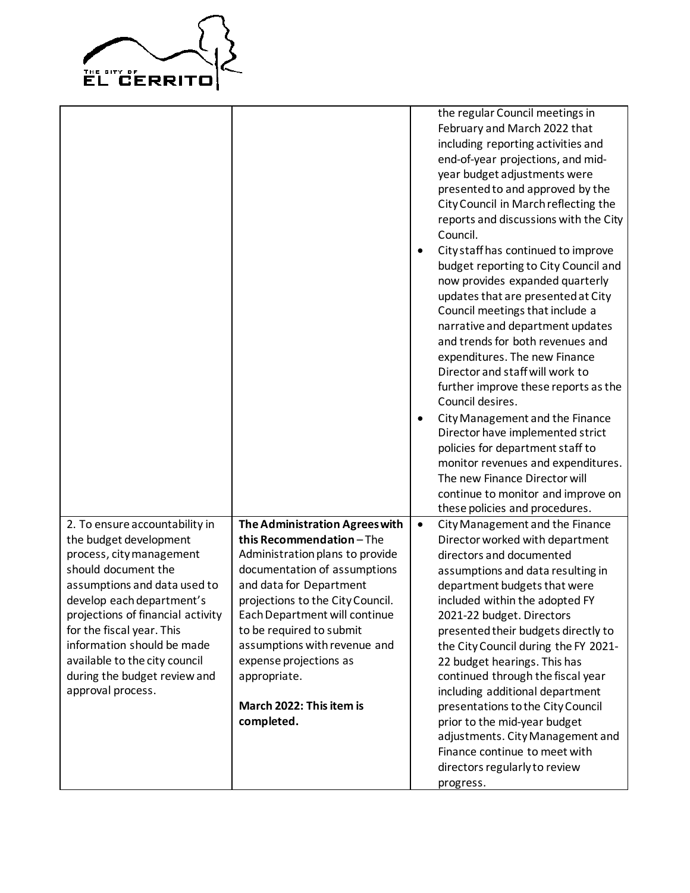| | | |
|---|---|---|
| | | the regular Council meetings in February and March 2022 that including reporting activities and end-of-year projections, and mid-year budget adjustments were presented to and approved by the City Council in March reflecting the reports and discussions with the City Council.<br>• City staff has continued to improve budget reporting to City Council and now provides expanded quarterly updates that are presented at City Council meetings that include a narrative and department updates and trends for both revenues and expenditures. The new Finance Director and staff will work to further improve these reports as the Council desires.<br>• City Management and the Finance Director have implemented strict policies for department staff to monitor revenues and expenditures. The new Finance Director will continue to monitor and improve on these policies and procedures. |
| 2. To ensure accountability in the budget development process, city management should document the assumptions and data used to develop each department's projections of financial activity for the fiscal year. This information should be made available to the city council during the budget review and approval process. | **The Administration Agrees with this Recommendation** – The Administration plans to provide documentation of assumptions and data for Department projections to the City Council. Each Department will continue to be required to submit assumptions with revenue and expense projections as appropriate.<br><br>**March 2022: This item is completed.** | • City Management and the Finance Director worked with department directors and documented assumptions and data resulting in department budgets that were included within the adopted FY 2021-22 budget. Directors presented their budgets directly to the City Council during the FY 2021-22 budget hearings. This has continued through the fiscal year including additional department presentations to the City Council prior to the mid-year budget adjustments. City Management and Finance continue to meet with directors regularly to review progress. |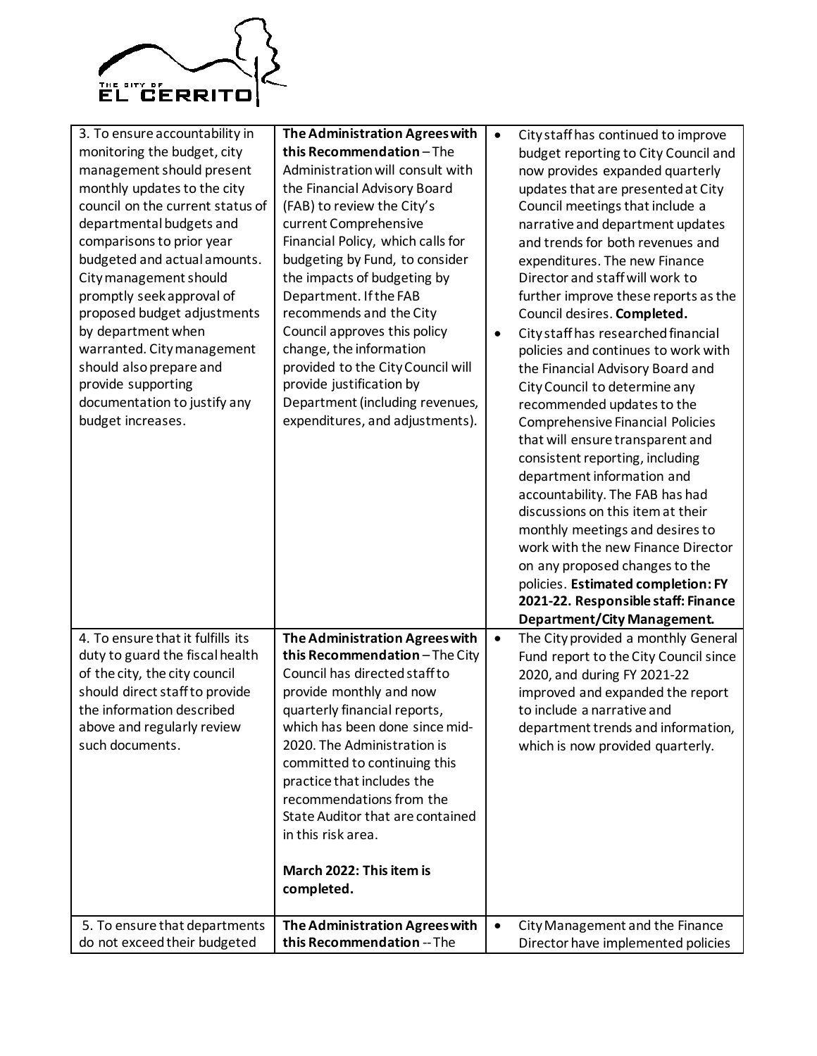| | | |
|---|---|---|
| 3. To ensure accountability in monitoring the budget, city management should present monthly updates to the city council on the current status of departmental budgets and comparisons to prior year budgeted and actual amounts. City management should promptly seek approval of proposed budget adjustments by department when warranted. City management should also prepare and provide supporting documentation to justify any budget increases. | **The Administration Agrees with this Recommendation** – The Administration will consult with the Financial Advisory Board (FAB) to review the City's current Comprehensive Financial Policy, which calls for budgeting by Fund, to consider the impacts of budgeting by Department. If the FAB recommends and the City Council approves this policy change, the information provided to the City Council will provide justification by Department (including revenues, expenditures, and adjustments). | • City staff has continued to improve budget reporting to City Council and now provides expanded quarterly updates that are presented at City Council meetings that include a narrative and department updates and trends for both revenues and expenditures. The new Finance Director and staff will work to further improve these reports as the Council desires. **Completed.**<br>• City staff has researched financial policies and continues to work with the Financial Advisory Board and City Council to determine any recommended updates to the Comprehensive Financial Policies that will ensure transparent and consistent reporting, including department information and accountability. The FAB has had discussions on this item at their monthly meetings and desires to work with the new Finance Director on any proposed changes to the policies. **Estimated completion: FY 2021-22. Responsible staff: Finance Department/City Management.** |
| 4. To ensure that it fulfills its duty to guard the fiscal health of the city, the city council should direct staff to provide the information described above and regularly review such documents. | **The Administration Agrees with this Recommendation** – The City Council has directed staff to provide monthly and now quarterly financial reports, which has been done since mid-2020. The Administration is committed to continuing this practice that includes the recommendations from the State Auditor that are contained in this risk area.<br><br>**March 2022: This item is completed.** | • The City provided a monthly General Fund report to the City Council since 2020, and during FY 2021-22 improved and expanded the report to include a narrative and department trends and information, which is now provided quarterly. |
| 5. To ensure that departments do not exceed their budgeted | **The Administration Agrees with this Recommendation** -- The | • City Management and the Finance Director have implemented policies |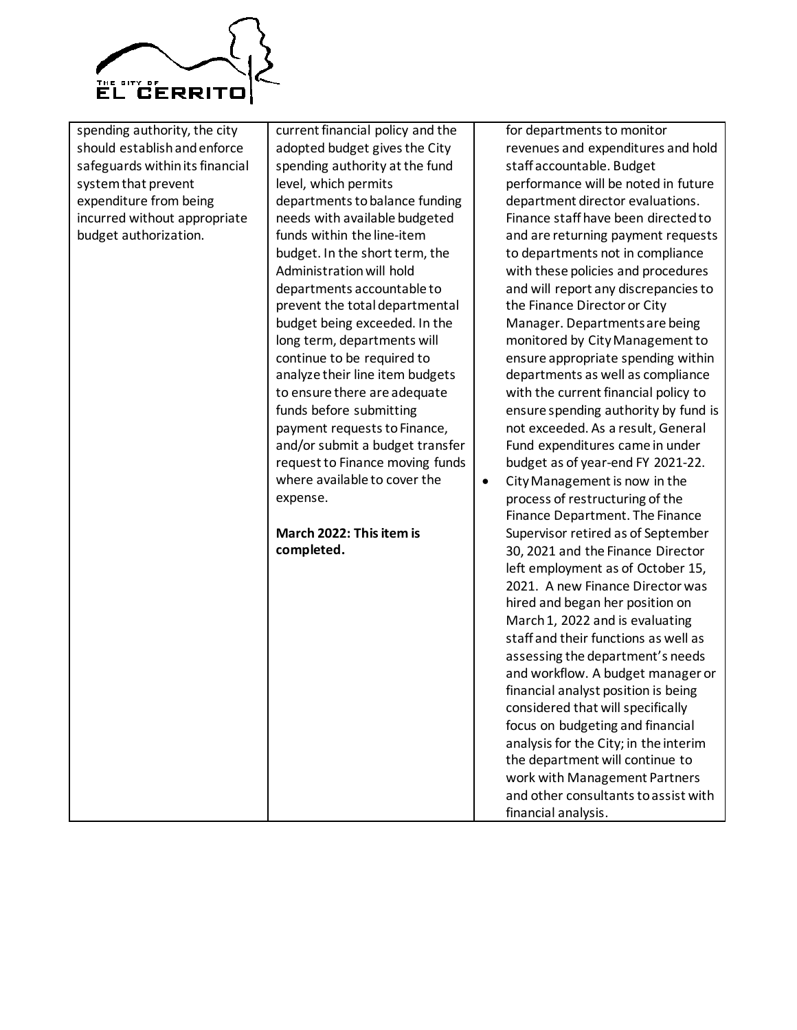| | | |
|---|---|---|
| spending authority, the city should establish and enforce safeguards within its financial system that prevent expenditure from being incurred without appropriate budget authorization. | current financial policy and the adopted budget gives the City spending authority at the fund level, which permits departments to balance funding needs with available budgeted funds within the line-item budget. In the short term, the Administration will hold departments accountable to prevent the total departmental budget being exceeded. In the long term, departments will continue to be required to analyze their line item budgets to ensure there are adequate funds before submitting payment requests to Finance, and/or submit a budget transfer request to Finance moving funds where available to cover the expense.<br><br>**March 2022: This item is completed.** | for departments to monitor revenues and expenditures and hold staff accountable. Budget performance will be noted in future department director evaluations. Finance staff have been directed to and are returning payment requests to departments not in compliance with these policies and procedures and will report any discrepancies to the Finance Director or City Manager. Departments are being monitored by City Management to ensure appropriate spending within departments as well as compliance with the current financial policy to ensure spending authority by fund is not exceeded. As a result, General Fund expenditures came in under budget as of year-end FY 2021-22.<br>• City Management is now in the process of restructuring of the Finance Department. The Finance Supervisor retired as of September 30, 2021 and the Finance Director left employment as of October 15, 2021. A new Finance Director was hired and began her position on March 1, 2022 and is evaluating staff and their functions as well as assessing the department's needs and workflow. A budget manager or financial analyst position is being considered that will specifically focus on budgeting and financial analysis for the City; in the interim the department will continue to work with Management Partners and other consultants to assist with financial analysis. |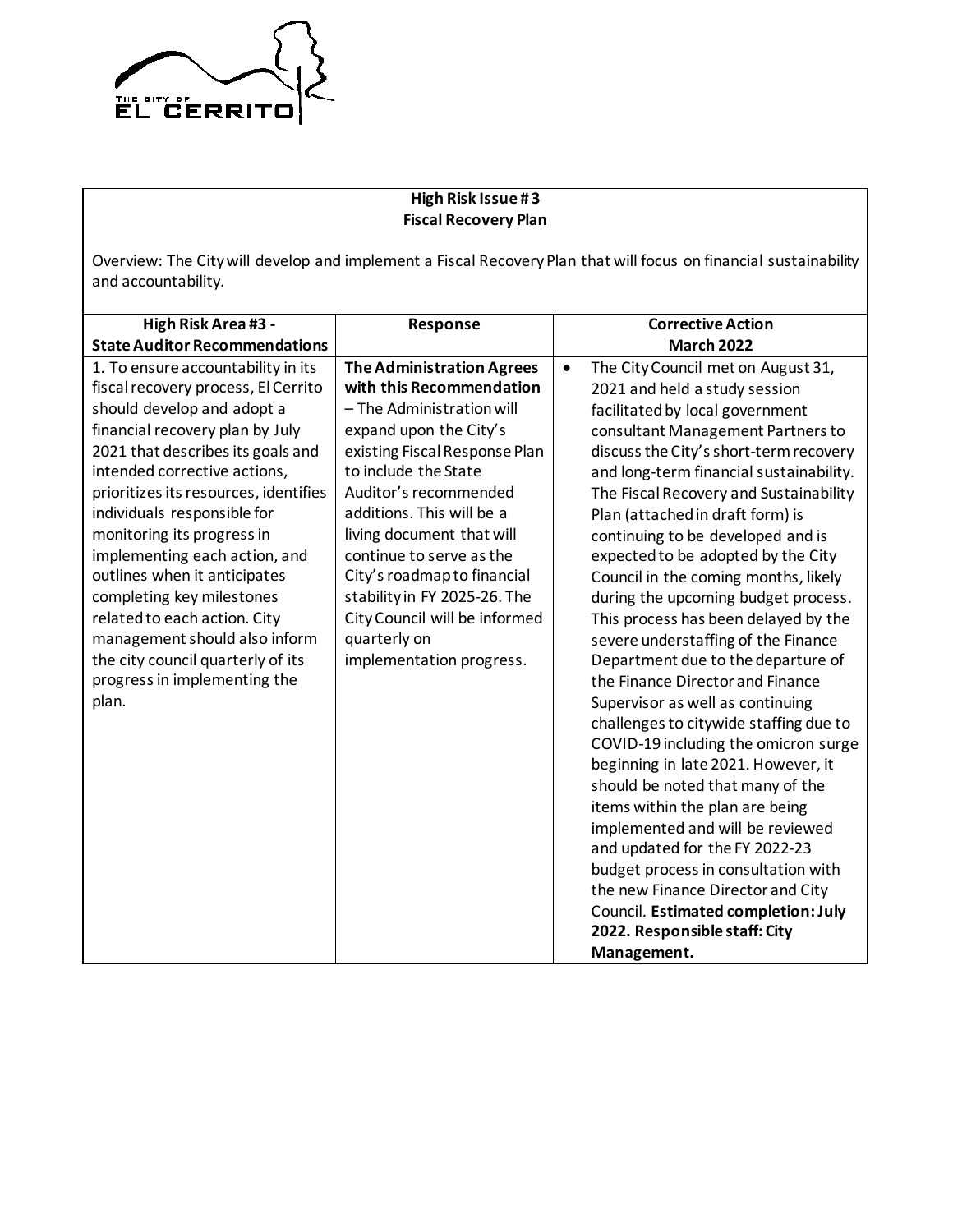THE CITY OF EL CERRITO

## High Risk Issue # 3
## Fiscal Recovery Plan

Overview: The City will develop and implement a Fiscal Recovery Plan that will focus on financial sustainability and accountability.

| High Risk Area #3 - State Auditor Recommendations | Response | Corrective Action March 2022 |
|---|---|---|
| 1. To ensure accountability in its fiscal recovery process, El Cerrito should develop and adopt a financial recovery plan by July 2021 that describes its goals and intended corrective actions, prioritizes its resources, identifies individuals responsible for monitoring its progress in implementing each action, and outlines when it anticipates completing key milestones related to each action. City management should also inform the city council quarterly of its progress in implementing the plan. | **The Administration Agrees with this Recommendation** – The Administration will expand upon the City's existing Fiscal Response Plan to include the State Auditor's recommended additions. This will be a living document that will continue to serve as the City's roadmap to financial stability in FY 2025-26. The City Council will be informed quarterly on implementation progress. | • The City Council met on August 31, 2021 and held a study session facilitated by local government consultant Management Partners to discuss the City's short-term recovery and long-term financial sustainability. The Fiscal Recovery and Sustainability Plan (attached in draft form) is continuing to be developed and is expected to be adopted by the City Council in the coming months, likely during the upcoming budget process. This process has been delayed by the severe understaffing of the Finance Department due to the departure of the Finance Director and Finance Supervisor as well as continuing challenges to citywide staffing due to COVID-19 including the omicron surge beginning in late 2021. However, it should be noted that many of the items within the plan are being implemented and will be reviewed and updated for the FY 2022-23 budget process in consultation with the new Finance Director and City Council. **Estimated completion: July 2022. Responsible staff: City Management.** |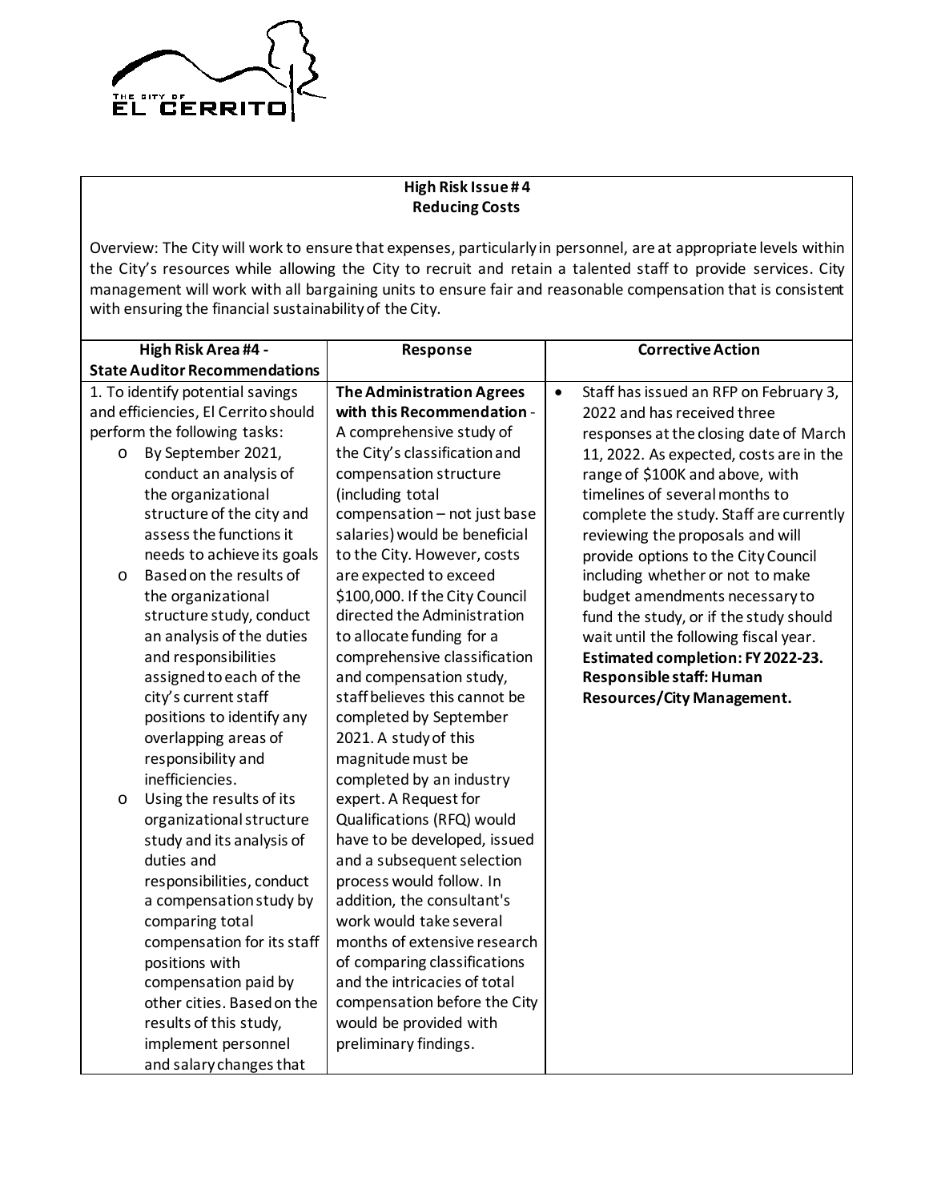## High Risk Issue # 4
## Reducing Costs

Overview: The City will work to ensure that expenses, particularly in personnel, are at appropriate levels within the City's resources while allowing the City to recruit and retain a talented staff to provide services. City management will work with all bargaining units to ensure fair and reasonable compensation that is consistent with ensuring the financial sustainability of the City.

| High Risk Area #4 - State Auditor Recommendations | Response | Corrective Action |
|---|---|---|
| 1. To identify potential savings and efficiencies, El Cerrito should perform the following tasks:<br>o By September 2021, conduct an analysis of the organizational structure of the city and assess the functions it needs to achieve its goals<br>o Based on the results of the organizational structure study, conduct an analysis of the duties and responsibilities assigned to each of the city's current staff positions to identify any overlapping areas of responsibility and inefficiencies.<br>o Using the results of its organizational structure study and its analysis of duties and responsibilities, conduct a compensation study by comparing total compensation for its staff positions with compensation paid by other cities. Based on the results of this study, implement personnel and salary changes that | **The Administration Agrees with this Recommendation** - A comprehensive study of the City's classification and compensation structure (including total compensation – not just base salaries) would be beneficial to the City. However, costs are expected to exceed $100,000. If the City Council directed the Administration to allocate funding for a comprehensive classification and compensation study, staff believes this cannot be completed by September 2021. A study of this magnitude must be completed by an industry expert. A Request for Qualifications (RFQ) would have to be developed, issued and a subsequent selection process would follow. In addition, the consultant's work would take several months of extensive research of comparing classifications and the intricacies of total compensation before the City would be provided with preliminary findings. | • Staff has issued an RFP on February 3, 2022 and has received three responses at the closing date of March 11, 2022. As expected, costs are in the range of $100K and above, with timelines of several months to complete the study. Staff are currently reviewing the proposals and will provide options to the City Council including whether or not to make budget amendments necessary to fund the study, or if the study should wait until the following fiscal year. **Estimated completion: FY 2022-23. Responsible staff: Human Resources/City Management.** |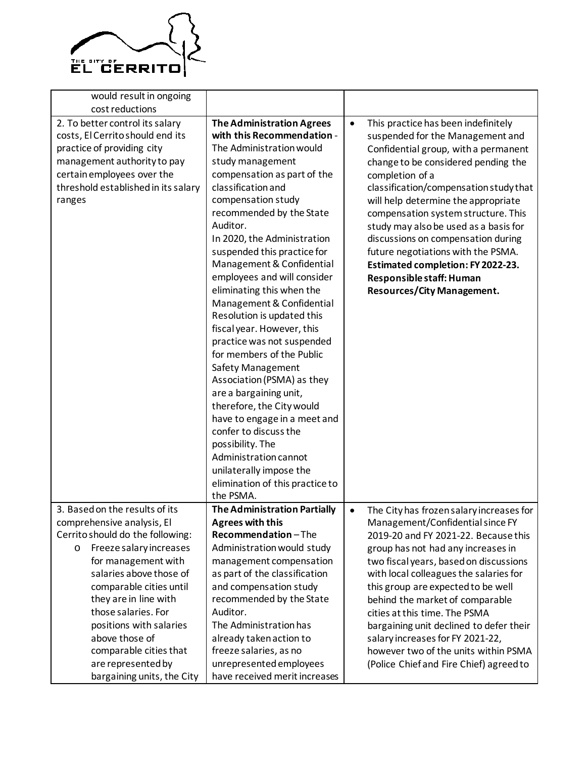| | | |
|---|---|---|
| would result in ongoing cost reductions | | |
| 2. To better control its salary costs, El Cerrito should end its practice of providing city management authority to pay certain employees over the threshold established in its salary ranges | **The Administration Agrees with this Recommendation** - The Administration would study management compensation as part of the classification and compensation study recommended by the State Auditor.<br>In 2020, the Administration suspended this practice for Management & Confidential employees and will consider eliminating this when the Management & Confidential Resolution is updated this fiscal year. However, this practice was not suspended for members of the Public Safety Management Association (PSMA) as they are a bargaining unit, therefore, the City would have to engage in a meet and confer to discuss the possibility. The Administration cannot unilaterally impose the elimination of this practice to the PSMA. | • This practice has been indefinitely suspended for the Management and Confidential group, with a permanent change to be considered pending the completion of a classification/compensation study that will help determine the appropriate compensation system structure. This study may also be used as a basis for discussions on compensation during future negotiations with the PSMA. **Estimated completion: FY 2022-23. Responsible staff: Human Resources/City Management.** |
| 3. Based on the results of its comprehensive analysis, El Cerrito should do the following:<br>o Freeze salary increases for management with salaries above those of comparable cities until they are in line with those salaries. For positions with salaries above those of comparable cities that are represented by bargaining units, the City | **The Administration Partially Agrees with this Recommendation** – The Administration would study management compensation as part of the classification and compensation study recommended by the State Auditor.<br>The Administration has already taken action to freeze salaries, as no unrepresented employees have received merit increases | • The City has frozen salary increases for Management/Confidential since FY 2019-20 and FY 2021-22. Because this group has not had any increases in two fiscal years, based on discussions with local colleagues the salaries for this group are expected to be well behind the market of comparable cities at this time. The PSMA bargaining unit declined to defer their salary increases for FY 2021-22, however two of the units within PSMA (Police Chief and Fire Chief) agreed to |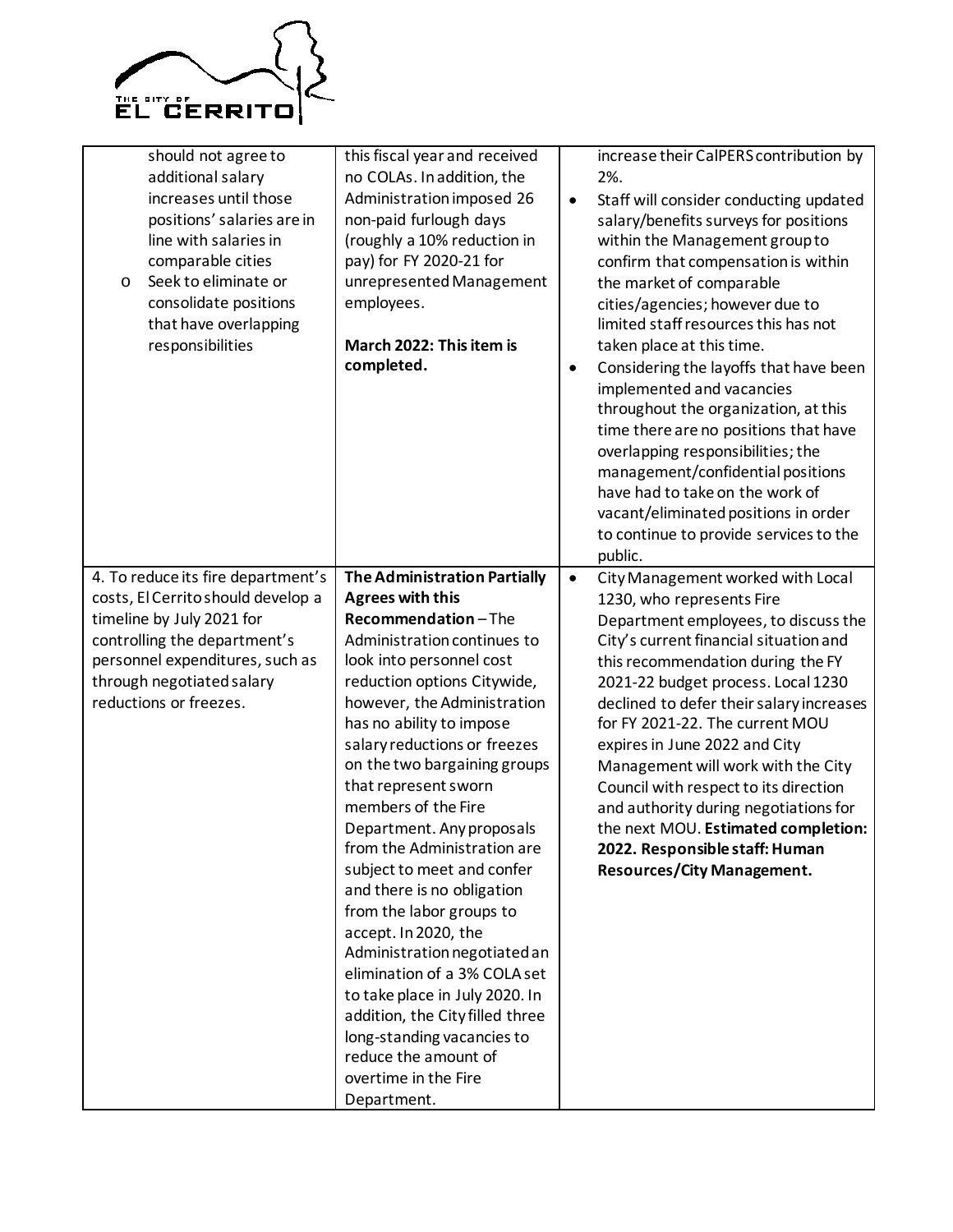| | | |
|---|---|---|
| should not agree to additional salary increases until those positions' salaries are in line with salaries in comparable cities<br>o Seek to eliminate or consolidate positions that have overlapping responsibilities | this fiscal year and received no COLAs. In addition, the Administration imposed 26 non-paid furlough days (roughly a 10% reduction in pay) for FY 2020-21 for unrepresented Management employees.<br><br>**March 2022: This item is completed.** | increase their CalPERS contribution by 2%.<br>• Staff will consider conducting updated salary/benefits surveys for positions within the Management group to confirm that compensation is within the market of comparable cities/agencies; however due to limited staff resources this has not taken place at this time.<br>• Considering the layoffs that have been implemented and vacancies throughout the organization, at this time there are no positions that have overlapping responsibilities; the management/confidential positions have had to take on the work of vacant/eliminated positions in order to continue to provide services to the public. |
| 4. To reduce its fire department's costs, El Cerrito should develop a timeline by July 2021 for controlling the department's personnel expenditures, such as through negotiated salary reductions or freezes. | **The Administration Partially Agrees with this Recommendation** – The Administration continues to look into personnel cost reduction options Citywide, however, the Administration has no ability to impose salary reductions or freezes on the two bargaining groups that represent sworn members of the Fire Department. Any proposals from the Administration are subject to meet and confer and there is no obligation from the labor groups to accept. In 2020, the Administration negotiated an elimination of a 3% COLA set to take place in July 2020. In addition, the City filled three long-standing vacancies to reduce the amount of overtime in the Fire Department. | • City Management worked with Local 1230, who represents Fire Department employees, to discuss the City's current financial situation and this recommendation during the FY 2021-22 budget process. Local 1230 declined to defer their salary increases for FY 2021-22. The current MOU expires in June 2022 and City Management will work with the City Council with respect to its direction and authority during negotiations for the next MOU. **Estimated completion: 2022. Responsible staff: Human Resources/City Management.** |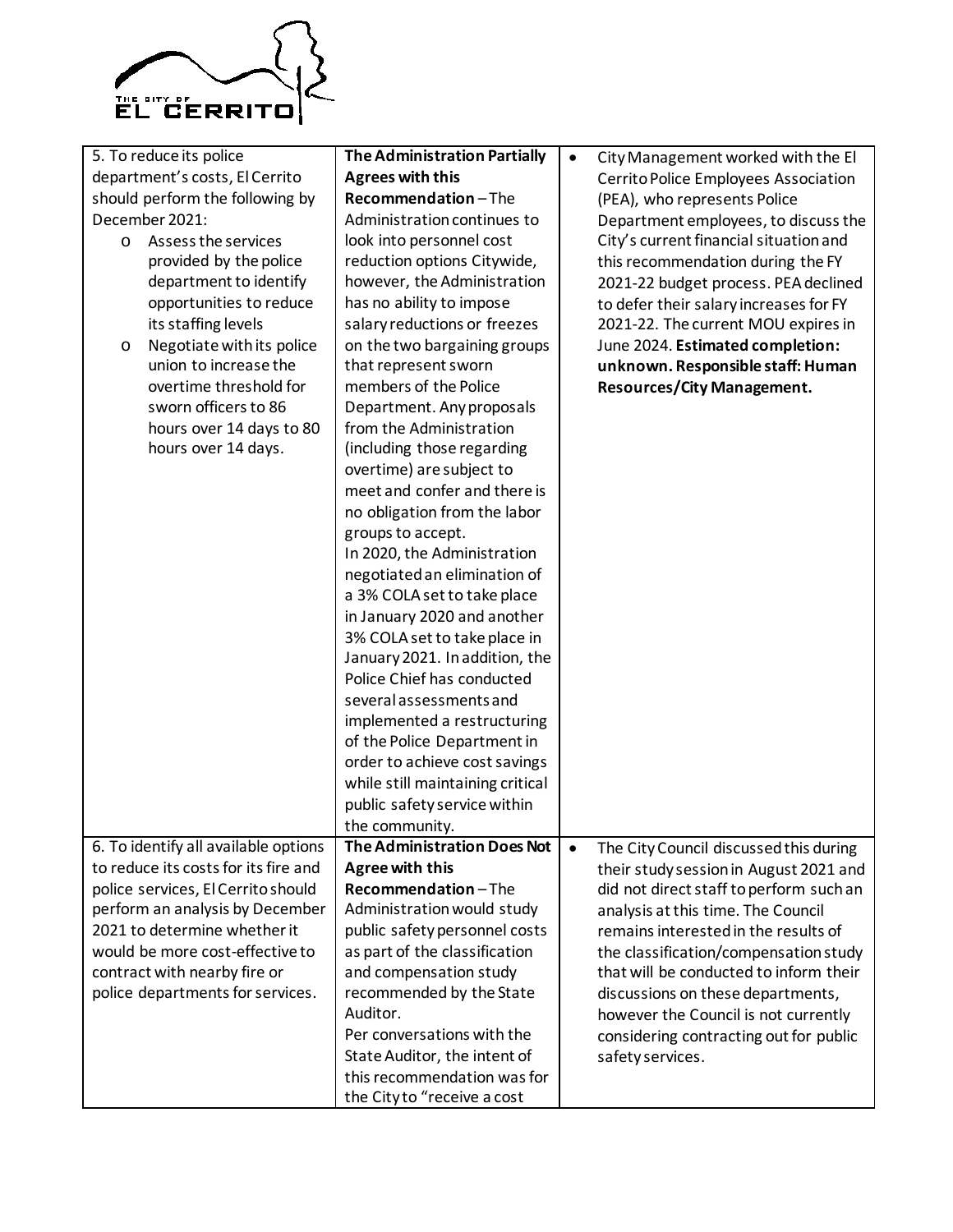| | | |
|---|---|---|
| 5. To reduce its police department's costs, El Cerrito should perform the following by December 2021:<br>o Assess the services provided by the police department to identify opportunities to reduce its staffing levels<br>o Negotiate with its police union to increase the overtime threshold for sworn officers to 86 hours over 14 days to 80 hours over 14 days. | **The Administration Partially Agrees with this Recommendation** – The Administration continues to look into personnel cost reduction options Citywide, however, the Administration has no ability to impose salary reductions or freezes on the two bargaining groups that represent sworn members of the Police Department. Any proposals from the Administration (including those regarding overtime) are subject to meet and confer and there is no obligation from the labor groups to accept.<br>In 2020, the Administration negotiated an elimination of a 3% COLA set to take place in January 2020 and another 3% COLA set to take place in January 2021. In addition, the Police Chief has conducted several assessments and implemented a restructuring of the Police Department in order to achieve cost savings while still maintaining critical public safety service within the community. | • City Management worked with the El Cerrito Police Employees Association (PEA), who represents Police Department employees, to discuss the City's current financial situation and this recommendation during the FY 2021-22 budget process. PEA declined to defer their salary increases for FY 2021-22. The current MOU expires in June 2024. **Estimated completion: unknown. Responsible staff: Human Resources/City Management.** |
| 6. To identify all available options to reduce its costs for its fire and police services, El Cerrito should perform an analysis by December 2021 to determine whether it would be more cost-effective to contract with nearby fire or police departments for services. | **The Administration Does Not Agree with this Recommendation** – The Administration would study public safety personnel costs as part of the classification and compensation study recommended by the State Auditor.<br>Per conversations with the State Auditor, the intent of this recommendation was for the City to "receive a cost | • The City Council discussed this during their study session in August 2021 and did not direct staff to perform such an analysis at this time. The Council remains interested in the results of the classification/compensation study that will be conducted to inform their discussions on these departments, however the Council is not currently considering contracting out for public safety services. |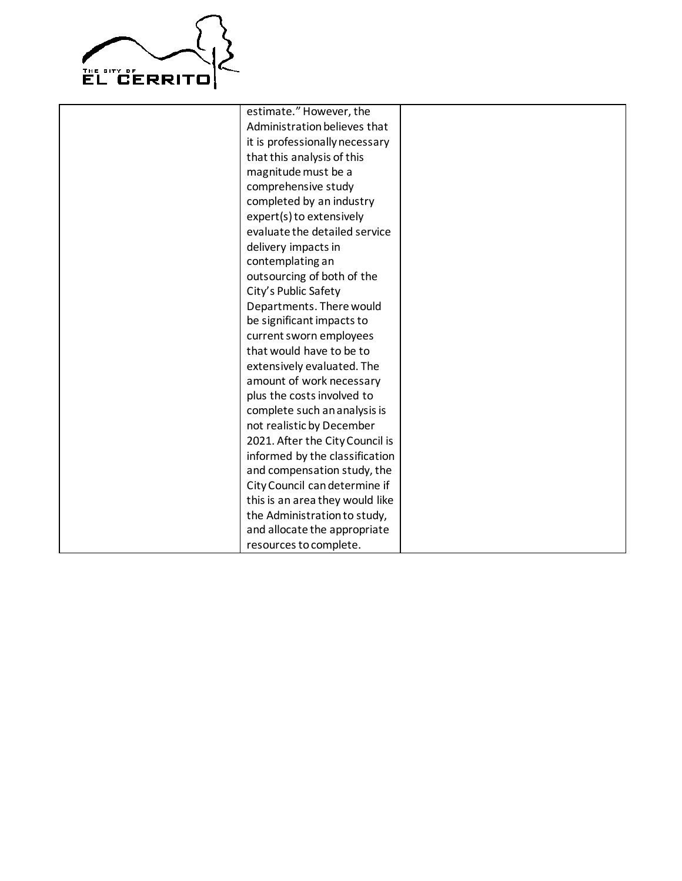| | | |
|---|---|---|
| | estimate." However, the Administration believes that it is professionally necessary that this analysis of this magnitude must be a comprehensive study completed by an industry expert(s) to extensively evaluate the detailed service delivery impacts in contemplating an outsourcing of both of the City's Public Safety Departments. There would be significant impacts to current sworn employees that would have to be to extensively evaluated. The amount of work necessary plus the costs involved to complete such an analysis is not realistic by December 2021. After the City Council is informed by the classification and compensation study, the City Council can determine if this is an area they would like the Administration to study, and allocate the appropriate resources to complete. | |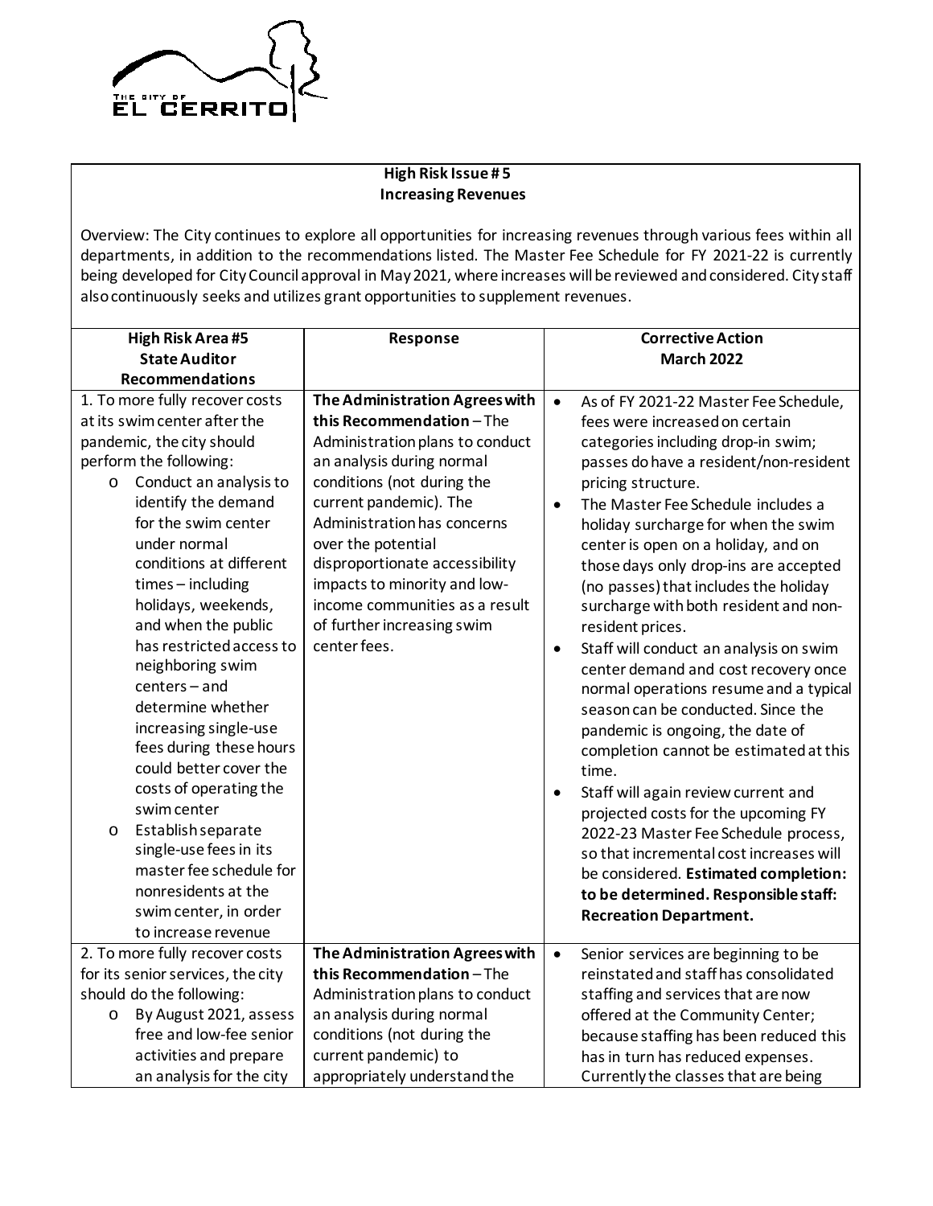**High Risk Issue # 5**
**Increasing Revenues**

Overview: The City continues to explore all opportunities for increasing revenues through various fees within all departments, in addition to the recommendations listed. The Master Fee Schedule for FY 2021-22 is currently being developed for City Council approval in May 2021, where increases will be reviewed and considered. City staff also continuously seeks and utilizes grant opportunities to supplement revenues.

| High Risk Area #5 State Auditor Recommendations | Response | Corrective Action March 2022 |
|---|---|---|
| 1. To more fully recover costs at its swim center after the pandemic, the city should perform the following:<br>o Conduct an analysis to identify the demand for the swim center under normal conditions at different times – including holidays, weekends, and when the public has restricted access to neighboring swim centers – and determine whether increasing single-use fees during these hours could better cover the costs of operating the swim center<br>o Establish separate single-use fees in its master fee schedule for nonresidents at the swim center, in order to increase revenue | **The Administration Agrees with this Recommendation** – The Administration plans to conduct an analysis during normal conditions (not during the current pandemic). The Administration has concerns over the potential disproportionate accessibility impacts to minority and low-income communities as a result of further increasing swim center fees. | • As of FY 2021-22 Master Fee Schedule, fees were increased on certain categories including drop-in swim; passes do have a resident/non-resident pricing structure.<br>• The Master Fee Schedule includes a holiday surcharge for when the swim center is open on a holiday, and on those days only drop-ins are accepted (no passes) that includes the holiday surcharge with both resident and non-resident prices.<br>• Staff will conduct an analysis on swim center demand and cost recovery once normal operations resume and a typical season can be conducted. Since the pandemic is ongoing, the date of completion cannot be estimated at this time.<br>• Staff will again review current and projected costs for the upcoming FY 2022-23 Master Fee Schedule process, so that incremental cost increases will be considered. **Estimated completion: to be determined. Responsible staff: Recreation Department.** |
| 2. To more fully recover costs for its senior services, the city should do the following:<br>o By August 2021, assess free and low-fee senior activities and prepare an analysis for the city | **The Administration Agrees with this Recommendation** – The Administration plans to conduct an analysis during normal conditions (not during the current pandemic) to appropriately understand the | • Senior services are beginning to be reinstated and staff has consolidated staffing and services that are now offered at the Community Center; because staffing has been reduced this has in turn has reduced expenses. Currently the classes that are being |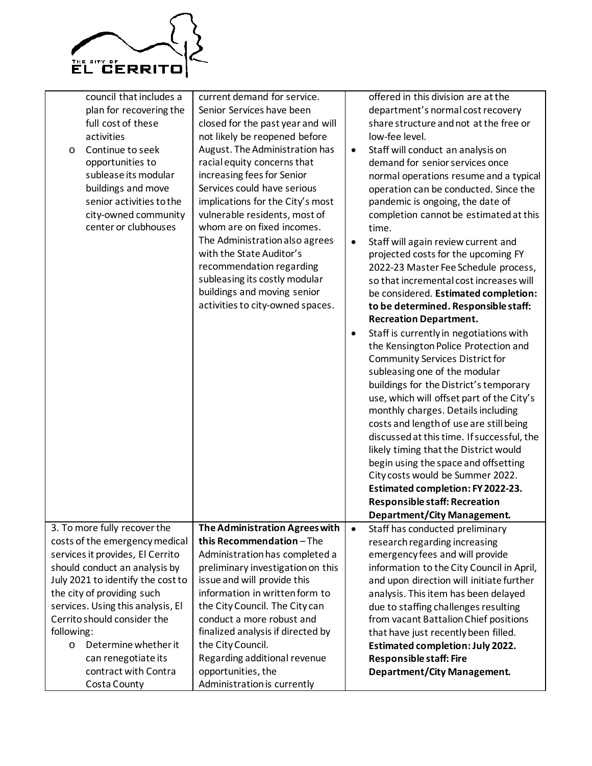| | | |
|---|---|---|
| council that includes a plan for recovering the full cost of these activities<br>o Continue to seek opportunities to sublease its modular buildings and move senior activities to the city-owned community center or clubhouses | current demand for service. Senior Services have been closed for the past year and will not likely be reopened before August. The Administration has racial equity concerns that increasing fees for Senior Services could have serious implications for the City's most vulnerable residents, most of whom are on fixed incomes. The Administration also agrees with the State Auditor's recommendation regarding subleasing its costly modular buildings and moving senior activities to city-owned spaces. | offered in this division are at the department's normal cost recovery share structure and not at the free or low-fee level.<br>• Staff will conduct an analysis on demand for senior services once normal operations resume and a typical operation can be conducted. Since the pandemic is ongoing, the date of completion cannot be estimated at this time.<br>• Staff will again review current and projected costs for the upcoming FY 2022-23 Master Fee Schedule process, so that incremental cost increases will be considered. **Estimated completion: to be determined. Responsible staff: Recreation Department.**<br>• Staff is currently in negotiations with the Kensington Police Protection and Community Services District for subleasing one of the modular buildings for the District's temporary use, which will offset part of the City's monthly charges. Details including costs and length of use are still being discussed at this time. If successful, the likely timing that the District would begin using the space and offsetting City costs would be Summer 2022. **Estimated completion: FY 2022-23. Responsible staff: Recreation Department/City Management.** |
| 3. To more fully recover the costs of the emergency medical services it provides, El Cerrito should conduct an analysis by July 2021 to identify the cost to the city of providing such services. Using this analysis, El Cerrito should consider the following:<br>o Determine whether it can renegotiate its contract with Contra Costa County | **The Administration Agrees with this Recommendation** – The Administration has completed a preliminary investigation on this issue and will provide this information in written form to the City Council. The City can conduct a more robust and finalized analysis if directed by the City Council.<br>Regarding additional revenue opportunities, the Administration is currently | • Staff has conducted preliminary research regarding increasing emergency fees and will provide information to the City Council in April, and upon direction will initiate further analysis. This item has been delayed due to staffing challenges resulting from vacant Battalion Chief positions that have just recently been filled. **Estimated completion: July 2022. Responsible staff: Fire Department/City Management.** |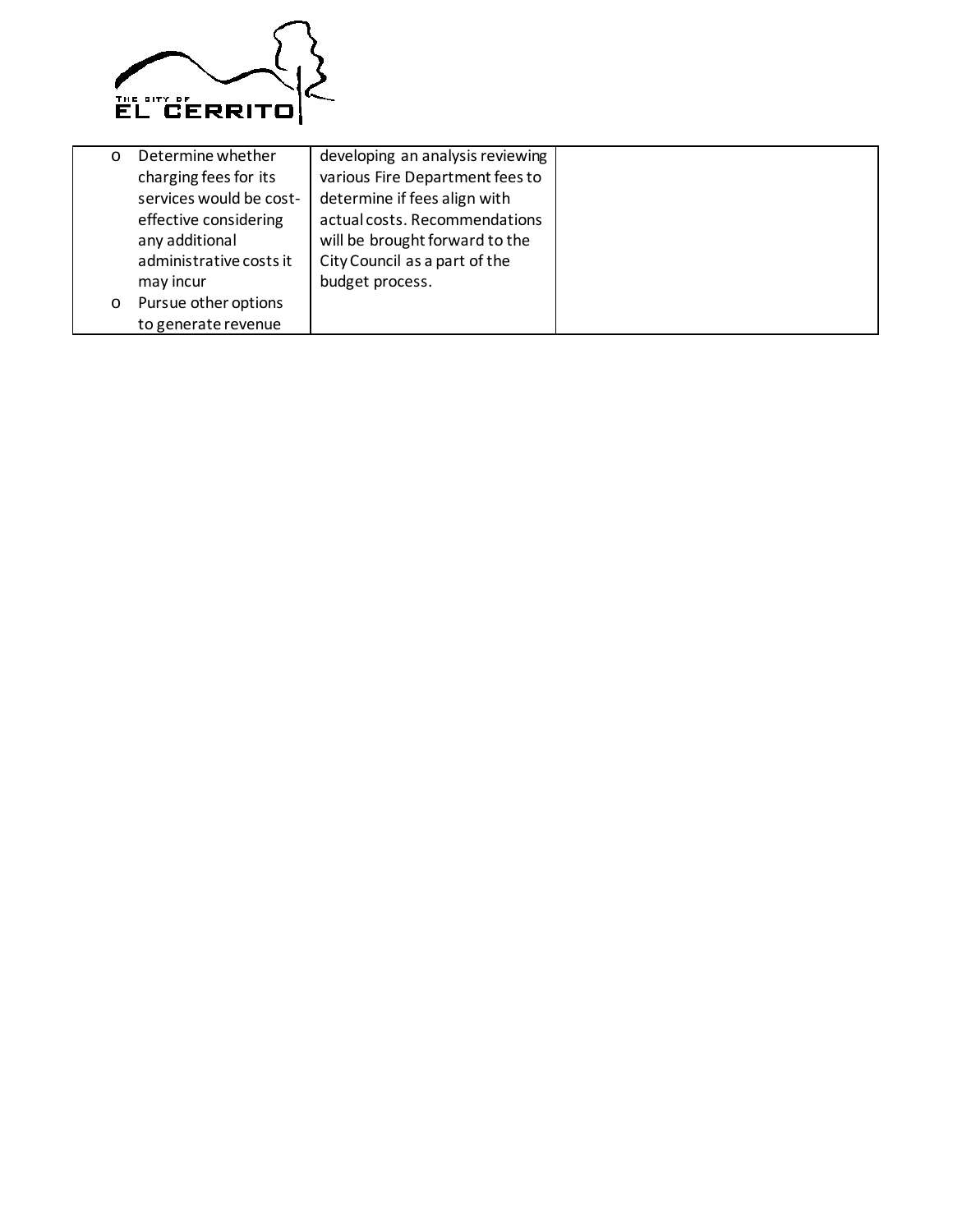| | | |
|---|---|---|
| <ul><li>Determine whether charging fees for its services would be cost-effective considering any additional administrative costs it may incur</li><li>Pursue other options to generate revenue</li></ul> | developing an analysis reviewing various Fire Department fees to determine if fees align with actual costs. Recommendations will be brought forward to the City Council as a part of the budget process. | |